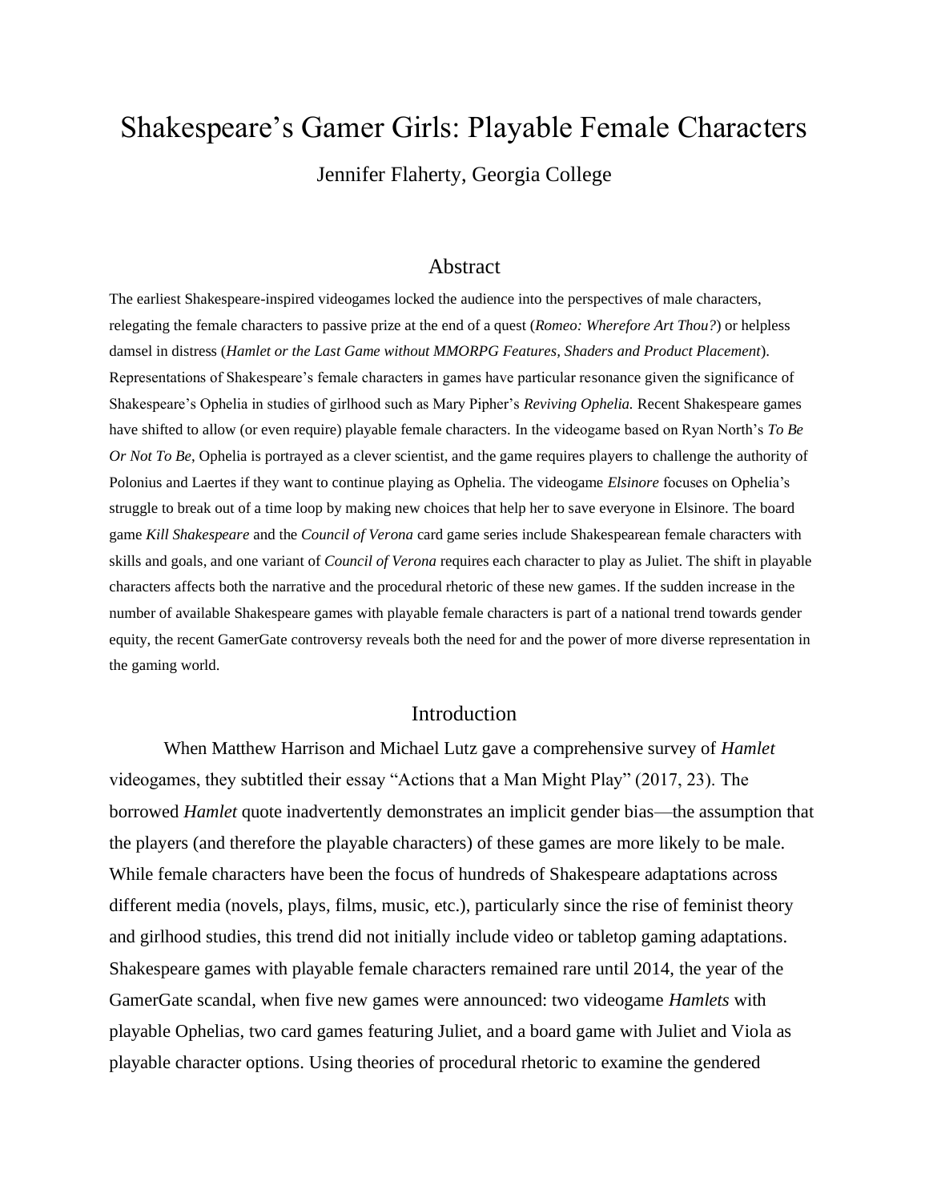# Shakespeare's Gamer Girls: Playable Female Characters

Jennifer Flaherty, Georgia College

## Abstract

The earliest Shakespeare-inspired videogames locked the audience into the perspectives of male characters, relegating the female characters to passive prize at the end of a quest (*Romeo: Wherefore Art Thou?*) or helpless damsel in distress (*Hamlet or the Last Game without MMORPG Features, Shaders and Product Placement*). Representations of Shakespeare's female characters in games have particular resonance given the significance of Shakespeare's Ophelia in studies of girlhood such as Mary Pipher's *Reviving Ophelia.* Recent Shakespeare games have shifted to allow (or even require) playable female characters. In the videogame based on Ryan North's *To Be Or Not To Be*, Ophelia is portrayed as a clever scientist, and the game requires players to challenge the authority of Polonius and Laertes if they want to continue playing as Ophelia. The videogame *Elsinore* focuses on Ophelia's struggle to break out of a time loop by making new choices that help her to save everyone in Elsinore. The board game *Kill Shakespeare* and the *Council of Verona* card game series include Shakespearean female characters with skills and goals, and one variant of *Council of Verona* requires each character to play as Juliet. The shift in playable characters affects both the narrative and the procedural rhetoric of these new games. If the sudden increase in the number of available Shakespeare games with playable female characters is part of a national trend towards gender equity, the recent GamerGate controversy reveals both the need for and the power of more diverse representation in the gaming world.

## Introduction

When Matthew Harrison and Michael Lutz gave a comprehensive survey of *Hamlet* videogames, they subtitled their essay "Actions that a Man Might Play" (2017, 23). The borrowed *Hamlet* quote inadvertently demonstrates an implicit gender bias—the assumption that the players (and therefore the playable characters) of these games are more likely to be male. While female characters have been the focus of hundreds of Shakespeare adaptations across different media (novels, plays, films, music, etc.), particularly since the rise of feminist theory and girlhood studies, this trend did not initially include video or tabletop gaming adaptations. Shakespeare games with playable female characters remained rare until 2014, the year of the GamerGate scandal, when five new games were announced: two videogame *Hamlets* with playable Ophelias, two card games featuring Juliet, and a board game with Juliet and Viola as playable character options. Using theories of procedural rhetoric to examine the gendered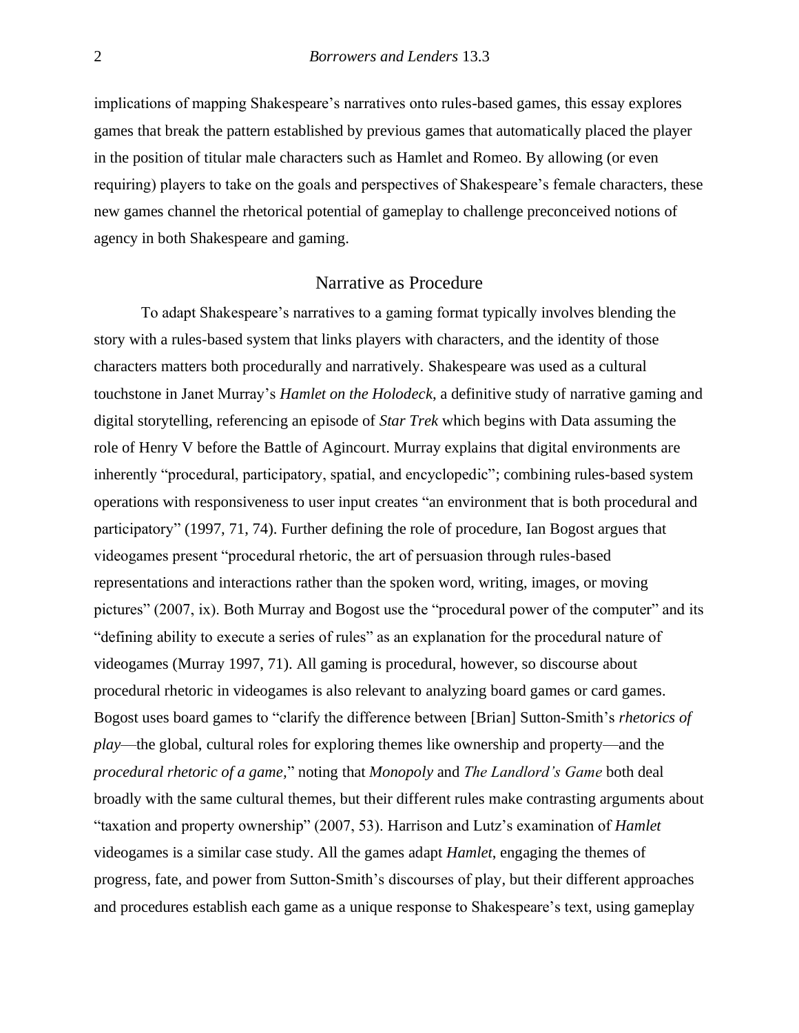implications of mapping Shakespeare's narratives onto rules-based games, this essay explores games that break the pattern established by previous games that automatically placed the player in the position of titular male characters such as Hamlet and Romeo. By allowing (or even requiring) players to take on the goals and perspectives of Shakespeare's female characters, these new games channel the rhetorical potential of gameplay to challenge preconceived notions of agency in both Shakespeare and gaming.

## Narrative as Procedure

To adapt Shakespeare's narratives to a gaming format typically involves blending the story with a rules-based system that links players with characters, and the identity of those characters matters both procedurally and narratively. Shakespeare was used as a cultural touchstone in Janet Murray's *Hamlet on the Holodeck*, a definitive study of narrative gaming and digital storytelling, referencing an episode of *Star Trek* which begins with Data assuming the role of Henry V before the Battle of Agincourt. Murray explains that digital environments are inherently "procedural, participatory, spatial, and encyclopedic"; combining rules-based system operations with responsiveness to user input creates "an environment that is both procedural and participatory" (1997, 71, 74). Further defining the role of procedure, Ian Bogost argues that videogames present "procedural rhetoric, the art of persuasion through rules-based representations and interactions rather than the spoken word, writing, images, or moving pictures" (2007, ix). Both Murray and Bogost use the "procedural power of the computer" and its "defining ability to execute a series of rules" as an explanation for the procedural nature of videogames (Murray 1997, 71). All gaming is procedural, however, so discourse about procedural rhetoric in videogames is also relevant to analyzing board games or card games. Bogost uses board games to "clarify the difference between [Brian] Sutton-Smith's *rhetorics of play*—the global, cultural roles for exploring themes like ownership and property—and the *procedural rhetoric of a game*," noting that *Monopoly* and *The Landlord's Game* both deal broadly with the same cultural themes, but their different rules make contrasting arguments about "taxation and property ownership" (2007, 53). Harrison and Lutz's examination of *Hamlet* videogames is a similar case study. All the games adapt *Hamlet*, engaging the themes of progress, fate, and power from Sutton-Smith's discourses of play, but their different approaches and procedures establish each game as a unique response to Shakespeare's text, using gameplay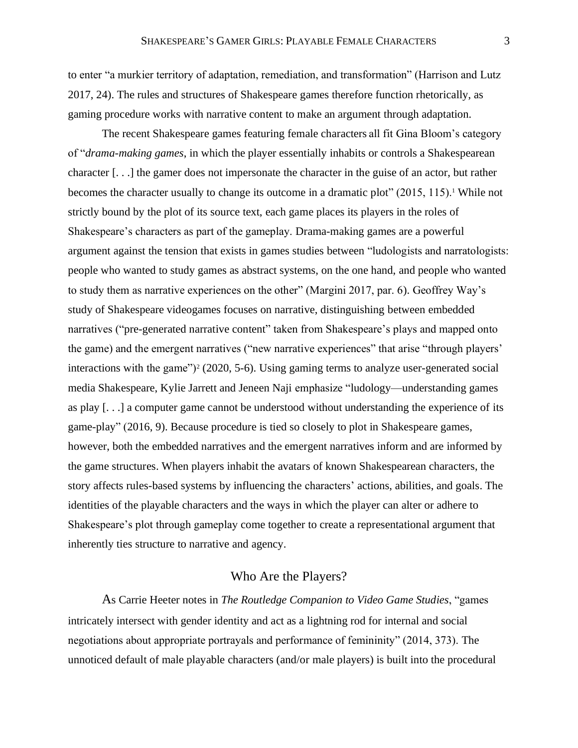to enter "a murkier territory of adaptation, remediation, and transformation" (Harrison and Lutz 2017, 24). The rules and structures of Shakespeare games therefore function rhetorically, as gaming procedure works with narrative content to make an argument through adaptation.

The recent Shakespeare games featuring female characters all fit Gina Bloom's category of "*drama-making games*, in which the player essentially inhabits or controls a Shakespearean character [. . .] the gamer does not impersonate the character in the guise of an actor, but rather becomes the character usually to change its outcome in a dramatic plot" (2015, 115).[1] While not strictly bound by the plot of its source text, each game places its players in the roles of Shakespeare's characters as part of the gameplay. Drama-making games are a powerful argument against the tension that exists in games studies between "ludologists and narratologists: people who wanted to study games as abstract systems, on the one hand, and people who wanted to study them as narrative experiences on the other" (Margini 2017, par. 6). Geoffrey Way's study of Shakespeare videogames focuses on narrative, distinguishing between embedded narratives ("pre-generated narrative content" taken from Shakespeare's plays and mapped onto the game) and the emergent narratives ("new narrative experiences" that arise "through players' interactions with the game")[2] (2020, 5-6). Using gaming terms to analyze user-generated social media Shakespeare, Kylie Jarrett and Jeneen Naji emphasize "ludology—understanding games as play [. . .] a computer game cannot be understood without understanding the experience of its game-play" (2016, 9). Because procedure is tied so closely to plot in Shakespeare games, however, both the embedded narratives and the emergent narratives inform and are informed by the game structures. When players inhabit the avatars of known Shakespearean characters, the story affects rules-based systems by influencing the characters' actions, abilities, and goals. The identities of the playable characters and the ways in which the player can alter or adhere to Shakespeare's plot through gameplay come together to create a representational argument that inherently ties structure to narrative and agency.

## Who Are the Players?

As Carrie Heeter notes in *The Routledge Companion to Video Game Studies*, "games intricately intersect with gender identity and act as a lightning rod for internal and social negotiations about appropriate portrayals and performance of femininity" (2014, 373). The unnoticed default of male playable characters (and/or male players) is built into the procedural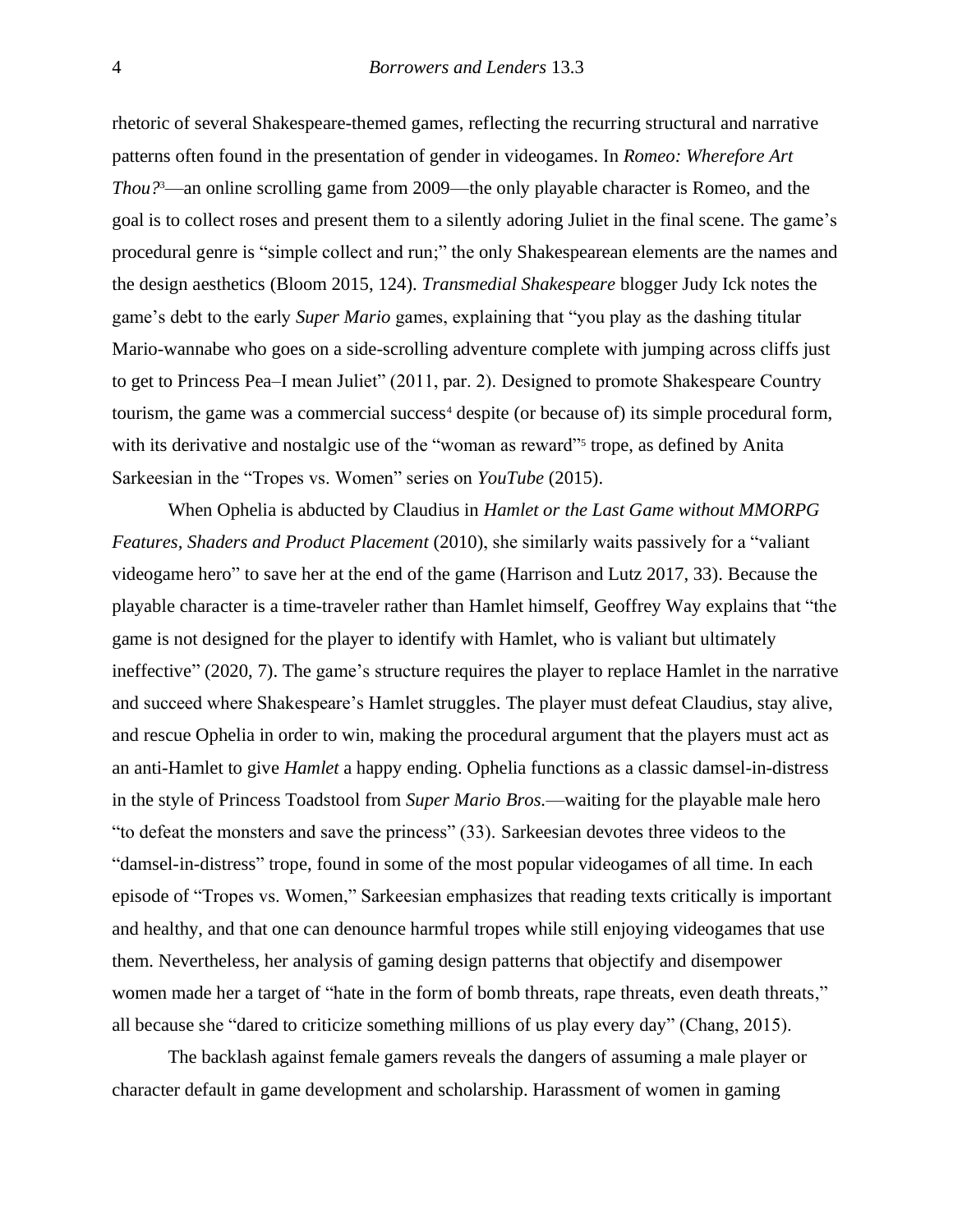rhetoric of several Shakespeare-themed games, reflecting the recurring structural and narrative patterns often found in the presentation of gender in videogames. In *Romeo: Wherefore Art Thou?*[3]—an online scrolling game from 2009—the only playable character is Romeo, and the goal is to collect roses and present them to a silently adoring Juliet in the final scene. The game's procedural genre is "simple collect and run;" the only Shakespearean elements are the names and the design aesthetics (Bloom 2015, 124). *Transmedial Shakespeare* blogger Judy Ick notes the game's debt to the early *Super Mario* games, explaining that "you play as the dashing titular Mario-wannabe who goes on a side-scrolling adventure complete with jumping across cliffs just to get to Princess Pea–I mean Juliet" (2011, par. 2). Designed to promote Shakespeare Country tourism, the game was a commercial success[4] despite (or because of) its simple procedural form, with its derivative and nostalgic use of the "woman as reward"[5] trope, as defined by Anita Sarkeesian in the "Tropes vs. Women" series on *YouTube* (2015).

When Ophelia is abducted by Claudius in *Hamlet or the Last Game without MMORPG Features, Shaders and Product Placement* (2010), she similarly waits passively for a "valiant videogame hero" to save her at the end of the game (Harrison and Lutz 2017, 33). Because the playable character is a time-traveler rather than Hamlet himself, Geoffrey Way explains that "the game is not designed for the player to identify with Hamlet, who is valiant but ultimately ineffective" (2020, 7). The game's structure requires the player to replace Hamlet in the narrative and succeed where Shakespeare's Hamlet struggles. The player must defeat Claudius, stay alive, and rescue Ophelia in order to win, making the procedural argument that the players must act as an anti-Hamlet to give *Hamlet* a happy ending. Ophelia functions as a classic damsel-in-distress in the style of Princess Toadstool from *Super Mario Bros.*—waiting for the playable male hero "to defeat the monsters and save the princess" (33). Sarkeesian devotes three videos to the "damsel-in-distress" trope, found in some of the most popular videogames of all time. In each episode of "Tropes vs. Women," Sarkeesian emphasizes that reading texts critically is important and healthy, and that one can denounce harmful tropes while still enjoying videogames that use them. Nevertheless, her analysis of gaming design patterns that objectify and disempower women made her a target of "hate in the form of bomb threats, rape threats, even death threats," all because she "dared to criticize something millions of us play every day" (Chang, 2015).

The backlash against female gamers reveals the dangers of assuming a male player or character default in game development and scholarship. Harassment of women in gaming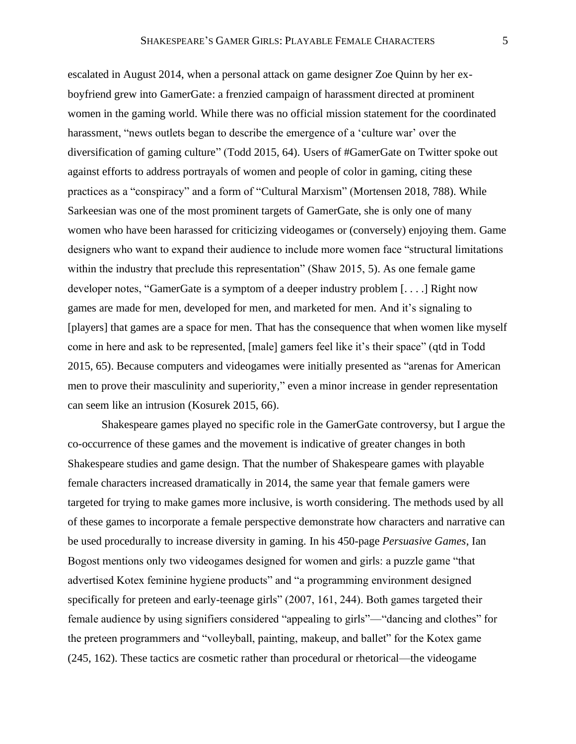escalated in August 2014, when a personal attack on game designer Zoe Quinn by her ex-boyfriend grew into GamerGate: a frenzied campaign of harassment directed at prominent women in the gaming world. While there was no official mission statement for the coordinated harassment, "news outlets began to describe the emergence of a 'culture war' over the diversification of gaming culture" (Todd 2015, 64). Users of #GamerGate on Twitter spoke out against efforts to address portrayals of women and people of color in gaming, citing these practices as a "conspiracy" and a form of "Cultural Marxism" (Mortensen 2018, 788). While Sarkeesian was one of the most prominent targets of GamerGate, she is only one of many women who have been harassed for criticizing videogames or (conversely) enjoying them. Game designers who want to expand their audience to include more women face "structural limitations within the industry that preclude this representation" (Shaw 2015, 5). As one female game developer notes, "GamerGate is a symptom of a deeper industry problem [. . . .] Right now games are made for men, developed for men, and marketed for men. And it's signaling to [players] that games are a space for men. That has the consequence that when women like myself come in here and ask to be represented, [male] gamers feel like it's their space" (qtd in Todd 2015, 65). Because computers and videogames were initially presented as "arenas for American men to prove their masculinity and superiority," even a minor increase in gender representation can seem like an intrusion (Kosurek 2015, 66).

Shakespeare games played no specific role in the GamerGate controversy, but I argue the co-occurrence of these games and the movement is indicative of greater changes in both Shakespeare studies and game design. That the number of Shakespeare games with playable female characters increased dramatically in 2014, the same year that female gamers were targeted for trying to make games more inclusive, is worth considering. The methods used by all of these games to incorporate a female perspective demonstrate how characters and narrative can be used procedurally to increase diversity in gaming. In his 450-page *Persuasive Games*, Ian Bogost mentions only two videogames designed for women and girls: a puzzle game "that advertised Kotex feminine hygiene products" and "a programming environment designed specifically for preteen and early-teenage girls" (2007, 161, 244). Both games targeted their female audience by using signifiers considered "appealing to girls"—"dancing and clothes" for the preteen programmers and "volleyball, painting, makeup, and ballet" for the Kotex game (245, 162). These tactics are cosmetic rather than procedural or rhetorical—the videogame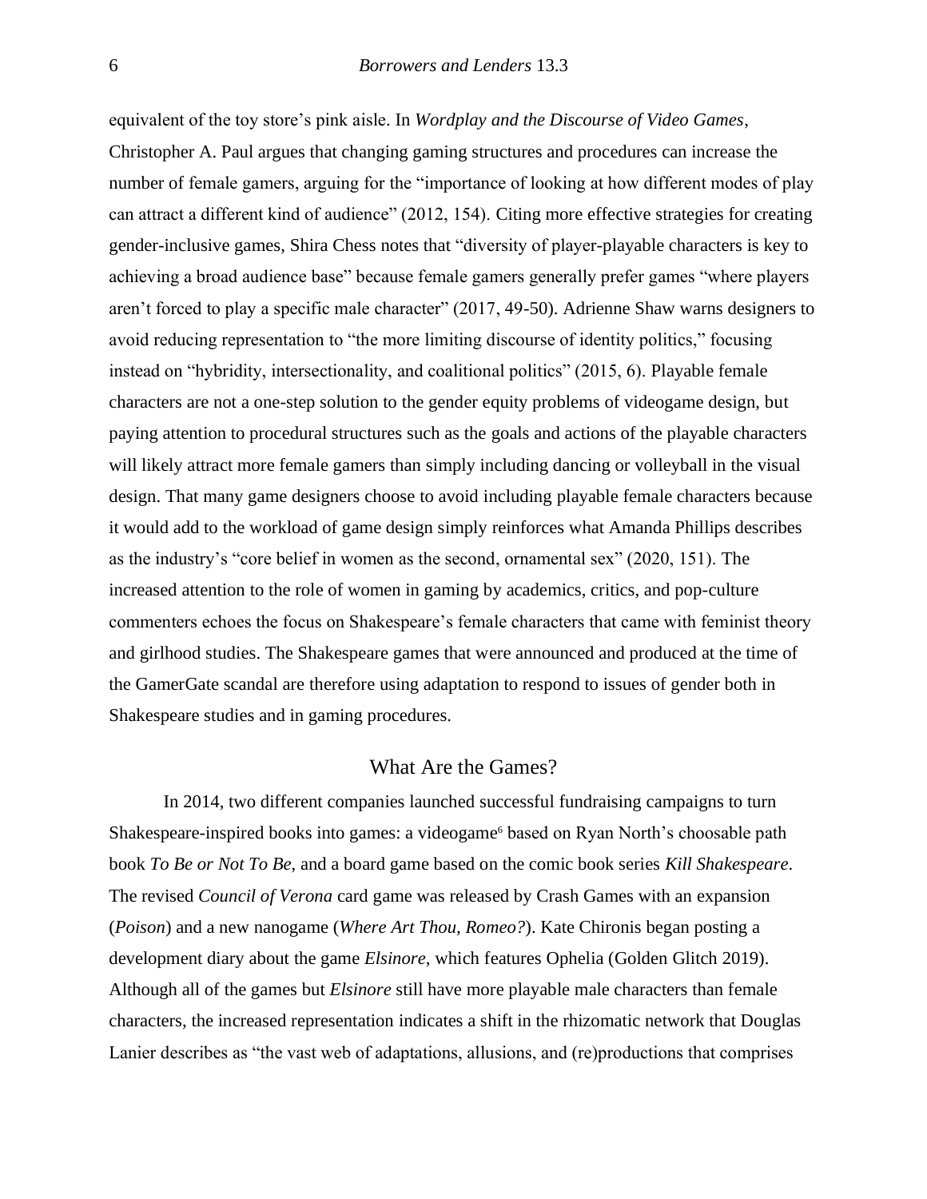equivalent of the toy store's pink aisle. In *Wordplay and the Discourse of Video Games*, Christopher A. Paul argues that changing gaming structures and procedures can increase the number of female gamers, arguing for the "importance of looking at how different modes of play can attract a different kind of audience" (2012, 154). Citing more effective strategies for creating gender-inclusive games, Shira Chess notes that "diversity of player-playable characters is key to achieving a broad audience base" because female gamers generally prefer games "where players aren't forced to play a specific male character" (2017, 49-50). Adrienne Shaw warns designers to avoid reducing representation to "the more limiting discourse of identity politics," focusing instead on "hybridity, intersectionality, and coalitional politics" (2015, 6). Playable female characters are not a one-step solution to the gender equity problems of videogame design, but paying attention to procedural structures such as the goals and actions of the playable characters will likely attract more female gamers than simply including dancing or volleyball in the visual design. That many game designers choose to avoid including playable female characters because it would add to the workload of game design simply reinforces what Amanda Phillips describes as the industry's "core belief in women as the second, ornamental sex" (2020, 151). The increased attention to the role of women in gaming by academics, critics, and pop-culture commenters echoes the focus on Shakespeare's female characters that came with feminist theory and girlhood studies. The Shakespeare games that were announced and produced at the time of the GamerGate scandal are therefore using adaptation to respond to issues of gender both in Shakespeare studies and in gaming procedures.

## What Are the Games?

In 2014, two different companies launched successful fundraising campaigns to turn Shakespeare-inspired books into games: a videogame[6] based on Ryan North's choosable path book *To Be or Not To Be*, and a board game based on the comic book series *Kill Shakespeare*. The revised *Council of Verona* card game was released by Crash Games with an expansion (*Poison*) and a new nanogame (*Where Art Thou, Romeo?*). Kate Chironis began posting a development diary about the game *Elsinore*, which features Ophelia (Golden Glitch 2019). Although all of the games but *Elsinore* still have more playable male characters than female characters, the increased representation indicates a shift in the rhizomatic network that Douglas Lanier describes as "the vast web of adaptations, allusions, and (re)productions that comprises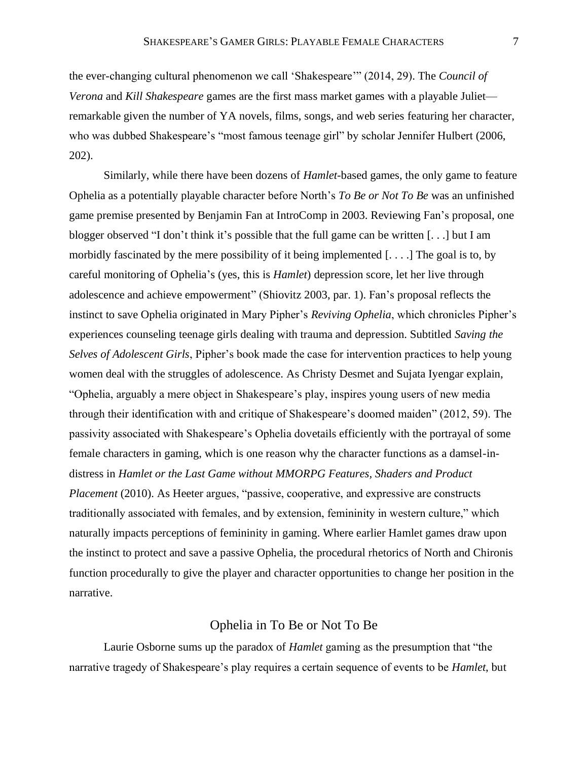the ever-changing cultural phenomenon we call 'Shakespeare'" (2014, 29). The *Council of Verona* and *Kill Shakespeare* games are the first mass market games with a playable Juliet—remarkable given the number of YA novels, films, songs, and web series featuring her character, who was dubbed Shakespeare's "most famous teenage girl" by scholar Jennifer Hulbert (2006, 202).

Similarly, while there have been dozens of *Hamlet*-based games, the only game to feature Ophelia as a potentially playable character before North's *To Be or Not To Be* was an unfinished game premise presented by Benjamin Fan at IntroComp in 2003. Reviewing Fan's proposal, one blogger observed "I don't think it's possible that the full game can be written [. . .] but I am morbidly fascinated by the mere possibility of it being implemented [. . . .] The goal is to, by careful monitoring of Ophelia's (yes, this is *Hamlet*) depression score, let her live through adolescence and achieve empowerment" (Shiovitz 2003, par. 1). Fan's proposal reflects the instinct to save Ophelia originated in Mary Pipher's *Reviving Ophelia*, which chronicles Pipher's experiences counseling teenage girls dealing with trauma and depression. Subtitled *Saving the Selves of Adolescent Girls*, Pipher's book made the case for intervention practices to help young women deal with the struggles of adolescence. As Christy Desmet and Sujata Iyengar explain, "Ophelia, arguably a mere object in Shakespeare's play, inspires young users of new media through their identification with and critique of Shakespeare's doomed maiden" (2012, 59). The passivity associated with Shakespeare's Ophelia dovetails efficiently with the portrayal of some female characters in gaming, which is one reason why the character functions as a damsel-in-distress in *Hamlet or the Last Game without MMORPG Features, Shaders and Product Placement* (2010). As Heeter argues, "passive, cooperative, and expressive are constructs traditionally associated with females, and by extension, femininity in western culture," which naturally impacts perceptions of femininity in gaming. Where earlier Hamlet games draw upon the instinct to protect and save a passive Ophelia, the procedural rhetorics of North and Chironis function procedurally to give the player and character opportunities to change her position in the narrative.

## Ophelia in To Be or Not To Be

Laurie Osborne sums up the paradox of *Hamlet* gaming as the presumption that "the narrative tragedy of Shakespeare's play requires a certain sequence of events to be *Hamlet*, but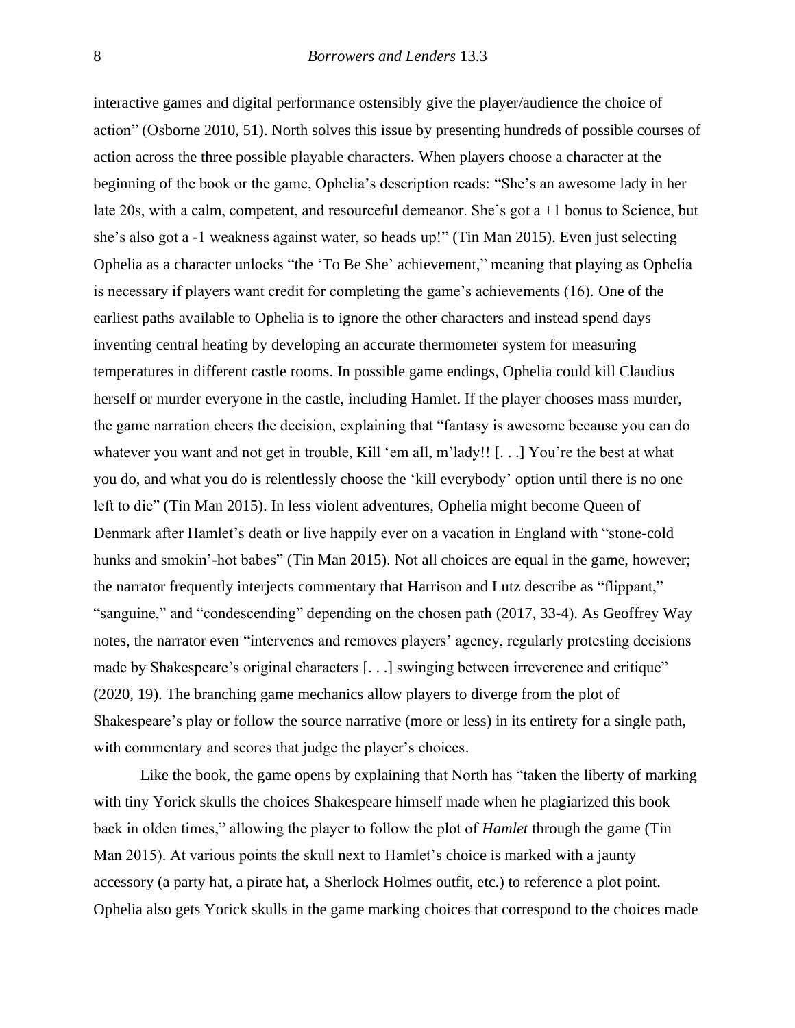interactive games and digital performance ostensibly give the player/audience the choice of action" (Osborne 2010, 51). North solves this issue by presenting hundreds of possible courses of action across the three possible playable characters. When players choose a character at the beginning of the book or the game, Ophelia's description reads: "She's an awesome lady in her late 20s, with a calm, competent, and resourceful demeanor. She's got a +1 bonus to Science, but she's also got a -1 weakness against water, so heads up!" (Tin Man 2015). Even just selecting Ophelia as a character unlocks "the 'To Be She' achievement," meaning that playing as Ophelia is necessary if players want credit for completing the game's achievements (16). One of the earliest paths available to Ophelia is to ignore the other characters and instead spend days inventing central heating by developing an accurate thermometer system for measuring temperatures in different castle rooms. In possible game endings, Ophelia could kill Claudius herself or murder everyone in the castle, including Hamlet. If the player chooses mass murder, the game narration cheers the decision, explaining that "fantasy is awesome because you can do whatever you want and not get in trouble, Kill 'em all, m'lady!! [. . .] You're the best at what you do, and what you do is relentlessly choose the 'kill everybody' option until there is no one left to die" (Tin Man 2015). In less violent adventures, Ophelia might become Queen of Denmark after Hamlet's death or live happily ever on a vacation in England with "stone-cold hunks and smokin'-hot babes" (Tin Man 2015). Not all choices are equal in the game, however; the narrator frequently interjects commentary that Harrison and Lutz describe as "flippant," "sanguine," and "condescending" depending on the chosen path (2017, 33-4). As Geoffrey Way notes, the narrator even "intervenes and removes players' agency, regularly protesting decisions made by Shakespeare's original characters [. . .] swinging between irreverence and critique" (2020, 19). The branching game mechanics allow players to diverge from the plot of Shakespeare's play or follow the source narrative (more or less) in its entirety for a single path, with commentary and scores that judge the player's choices.

Like the book, the game opens by explaining that North has "taken the liberty of marking with tiny Yorick skulls the choices Shakespeare himself made when he plagiarized this book back in olden times," allowing the player to follow the plot of *Hamlet* through the game (Tin Man 2015). At various points the skull next to Hamlet's choice is marked with a jaunty accessory (a party hat, a pirate hat, a Sherlock Holmes outfit, etc.) to reference a plot point. Ophelia also gets Yorick skulls in the game marking choices that correspond to the choices made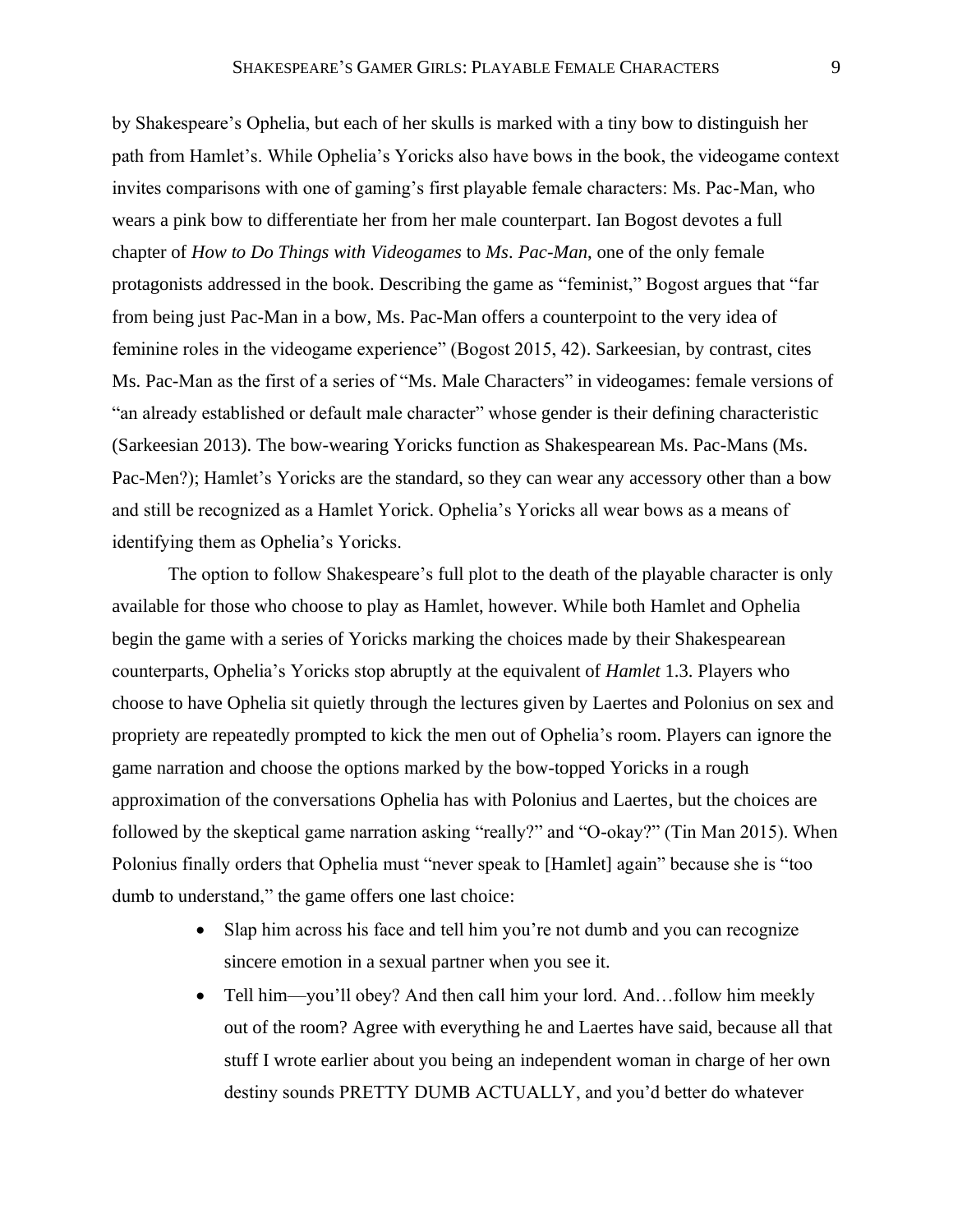by Shakespeare's Ophelia, but each of her skulls is marked with a tiny bow to distinguish her path from Hamlet's. While Ophelia's Yoricks also have bows in the book, the videogame context invites comparisons with one of gaming's first playable female characters: Ms. Pac-Man, who wears a pink bow to differentiate her from her male counterpart. Ian Bogost devotes a full chapter of *How to Do Things with Videogames* to *Ms. Pac-Man*, one of the only female protagonists addressed in the book. Describing the game as "feminist," Bogost argues that "far from being just Pac-Man in a bow, Ms. Pac-Man offers a counterpoint to the very idea of feminine roles in the videogame experience" (Bogost 2015, 42). Sarkeesian, by contrast, cites Ms. Pac-Man as the first of a series of "Ms. Male Characters" in videogames: female versions of "an already established or default male character" whose gender is their defining characteristic (Sarkeesian 2013). The bow-wearing Yoricks function as Shakespearean Ms. Pac-Mans (Ms. Pac-Men?); Hamlet's Yoricks are the standard, so they can wear any accessory other than a bow and still be recognized as a Hamlet Yorick. Ophelia's Yoricks all wear bows as a means of identifying them as Ophelia's Yoricks.

The option to follow Shakespeare's full plot to the death of the playable character is only available for those who choose to play as Hamlet, however. While both Hamlet and Ophelia begin the game with a series of Yoricks marking the choices made by their Shakespearean counterparts, Ophelia's Yoricks stop abruptly at the equivalent of *Hamlet* 1.3. Players who choose to have Ophelia sit quietly through the lectures given by Laertes and Polonius on sex and propriety are repeatedly prompted to kick the men out of Ophelia's room. Players can ignore the game narration and choose the options marked by the bow-topped Yoricks in a rough approximation of the conversations Ophelia has with Polonius and Laertes, but the choices are followed by the skeptical game narration asking "really?" and "O-okay?" (Tin Man 2015). When Polonius finally orders that Ophelia must "never speak to [Hamlet] again" because she is "too dumb to understand," the game offers one last choice:

- Slap him across his face and tell him you're not dumb and you can recognize sincere emotion in a sexual partner when you see it.
- Tell him—you'll obey? And then call him your lord. And…follow him meekly out of the room? Agree with everything he and Laertes have said, because all that stuff I wrote earlier about you being an independent woman in charge of her own destiny sounds PRETTY DUMB ACTUALLY, and you'd better do whatever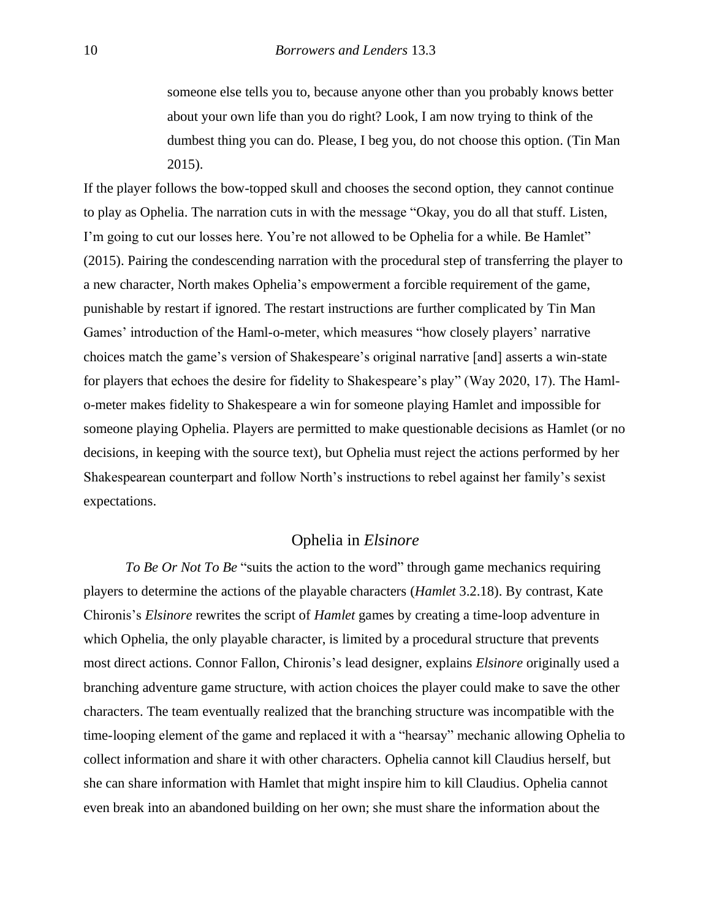> someone else tells you to, because anyone other than you probably knows better about your own life than you do right? Look, I am now trying to think of the dumbest thing you can do. Please, I beg you, do not choose this option. (Tin Man 2015).

If the player follows the bow-topped skull and chooses the second option, they cannot continue to play as Ophelia. The narration cuts in with the message "Okay, you do all that stuff. Listen, I'm going to cut our losses here. You're not allowed to be Ophelia for a while. Be Hamlet" (2015). Pairing the condescending narration with the procedural step of transferring the player to a new character, North makes Ophelia's empowerment a forcible requirement of the game, punishable by restart if ignored. The restart instructions are further complicated by Tin Man Games' introduction of the Haml-o-meter, which measures "how closely players' narrative choices match the game's version of Shakespeare's original narrative [and] asserts a win-state for players that echoes the desire for fidelity to Shakespeare's play" (Way 2020, 17). The Haml-o-meter makes fidelity to Shakespeare a win for someone playing Hamlet and impossible for someone playing Ophelia. Players are permitted to make questionable decisions as Hamlet (or no decisions, in keeping with the source text), but Ophelia must reject the actions performed by her Shakespearean counterpart and follow North's instructions to rebel against her family's sexist expectations.

## Ophelia in *Elsinore*

*To Be Or Not To Be* "suits the action to the word" through game mechanics requiring players to determine the actions of the playable characters (*Hamlet* 3.2.18). By contrast, Kate Chironis's *Elsinore* rewrites the script of *Hamlet* games by creating a time-loop adventure in which Ophelia, the only playable character, is limited by a procedural structure that prevents most direct actions. Connor Fallon, Chironis's lead designer, explains *Elsinore* originally used a branching adventure game structure, with action choices the player could make to save the other characters. The team eventually realized that the branching structure was incompatible with the time-looping element of the game and replaced it with a "hearsay" mechanic allowing Ophelia to collect information and share it with other characters. Ophelia cannot kill Claudius herself, but she can share information with Hamlet that might inspire him to kill Claudius. Ophelia cannot even break into an abandoned building on her own; she must share the information about the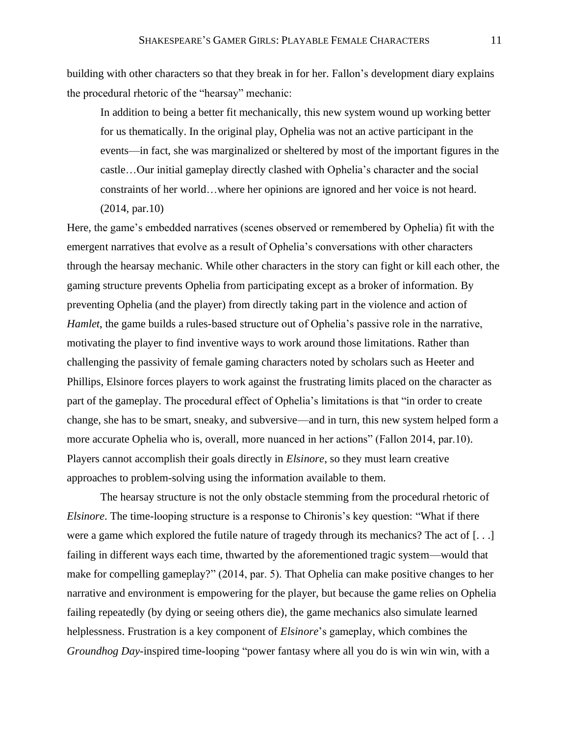building with other characters so that they break in for her. Fallon's development diary explains the procedural rhetoric of the "hearsay" mechanic:

> In addition to being a better fit mechanically, this new system wound up working better for us thematically. In the original play, Ophelia was not an active participant in the events—in fact, she was marginalized or sheltered by most of the important figures in the castle…Our initial gameplay directly clashed with Ophelia's character and the social constraints of her world…where her opinions are ignored and her voice is not heard. (2014, par.10)

Here, the game's embedded narratives (scenes observed or remembered by Ophelia) fit with the emergent narratives that evolve as a result of Ophelia's conversations with other characters through the hearsay mechanic. While other characters in the story can fight or kill each other, the gaming structure prevents Ophelia from participating except as a broker of information. By preventing Ophelia (and the player) from directly taking part in the violence and action of *Hamlet*, the game builds a rules-based structure out of Ophelia's passive role in the narrative, motivating the player to find inventive ways to work around those limitations. Rather than challenging the passivity of female gaming characters noted by scholars such as Heeter and Phillips, Elsinore forces players to work against the frustrating limits placed on the character as part of the gameplay. The procedural effect of Ophelia's limitations is that "in order to create change, she has to be smart, sneaky, and subversive—and in turn, this new system helped form a more accurate Ophelia who is, overall, more nuanced in her actions" (Fallon 2014, par.10). Players cannot accomplish their goals directly in *Elsinore*, so they must learn creative approaches to problem-solving using the information available to them.

The hearsay structure is not the only obstacle stemming from the procedural rhetoric of *Elsinore*. The time-looping structure is a response to Chironis's key question: "What if there were a game which explored the futile nature of tragedy through its mechanics? The act of [. . .] failing in different ways each time, thwarted by the aforementioned tragic system—would that make for compelling gameplay?" (2014, par. 5). That Ophelia can make positive changes to her narrative and environment is empowering for the player, but because the game relies on Ophelia failing repeatedly (by dying or seeing others die), the game mechanics also simulate learned helplessness. Frustration is a key component of *Elsinore*'s gameplay, which combines the *Groundhog Day*-inspired time-looping "power fantasy where all you do is win win win, with a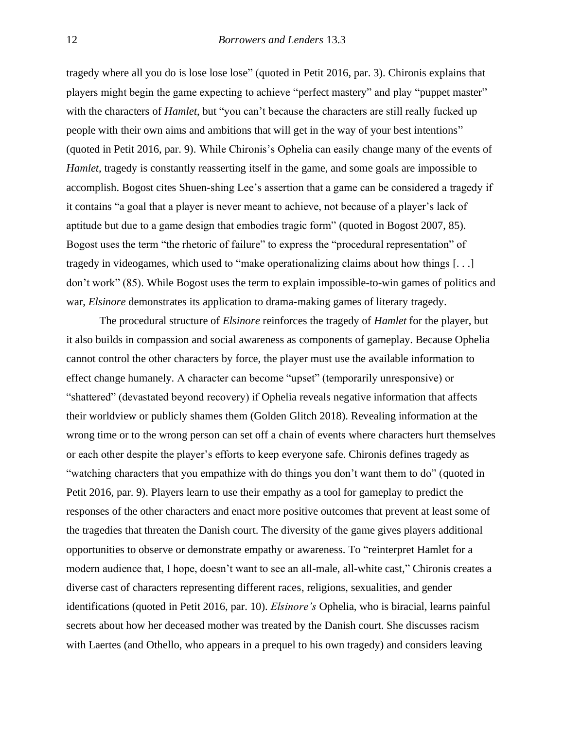tragedy where all you do is lose lose lose" (quoted in Petit 2016, par. 3). Chironis explains that players might begin the game expecting to achieve "perfect mastery" and play "puppet master" with the characters of *Hamlet*, but "you can't because the characters are still really fucked up people with their own aims and ambitions that will get in the way of your best intentions" (quoted in Petit 2016, par. 9). While Chironis's Ophelia can easily change many of the events of *Hamlet*, tragedy is constantly reasserting itself in the game, and some goals are impossible to accomplish. Bogost cites Shuen-shing Lee's assertion that a game can be considered a tragedy if it contains "a goal that a player is never meant to achieve, not because of a player's lack of aptitude but due to a game design that embodies tragic form" (quoted in Bogost 2007, 85). Bogost uses the term "the rhetoric of failure" to express the "procedural representation" of tragedy in videogames, which used to "make operationalizing claims about how things [. . .] don't work" (85). While Bogost uses the term to explain impossible-to-win games of politics and war, *Elsinore* demonstrates its application to drama-making games of literary tragedy.

The procedural structure of *Elsinore* reinforces the tragedy of *Hamlet* for the player, but it also builds in compassion and social awareness as components of gameplay. Because Ophelia cannot control the other characters by force, the player must use the available information to effect change humanely. A character can become "upset" (temporarily unresponsive) or "shattered" (devastated beyond recovery) if Ophelia reveals negative information that affects their worldview or publicly shames them (Golden Glitch 2018). Revealing information at the wrong time or to the wrong person can set off a chain of events where characters hurt themselves or each other despite the player's efforts to keep everyone safe. Chironis defines tragedy as "watching characters that you empathize with do things you don't want them to do" (quoted in Petit 2016, par. 9). Players learn to use their empathy as a tool for gameplay to predict the responses of the other characters and enact more positive outcomes that prevent at least some of the tragedies that threaten the Danish court. The diversity of the game gives players additional opportunities to observe or demonstrate empathy or awareness. To "reinterpret Hamlet for a modern audience that, I hope, doesn't want to see an all-male, all-white cast," Chironis creates a diverse cast of characters representing different races, religions, sexualities, and gender identifications (quoted in Petit 2016, par. 10). *Elsinore's* Ophelia, who is biracial, learns painful secrets about how her deceased mother was treated by the Danish court. She discusses racism with Laertes (and Othello, who appears in a prequel to his own tragedy) and considers leaving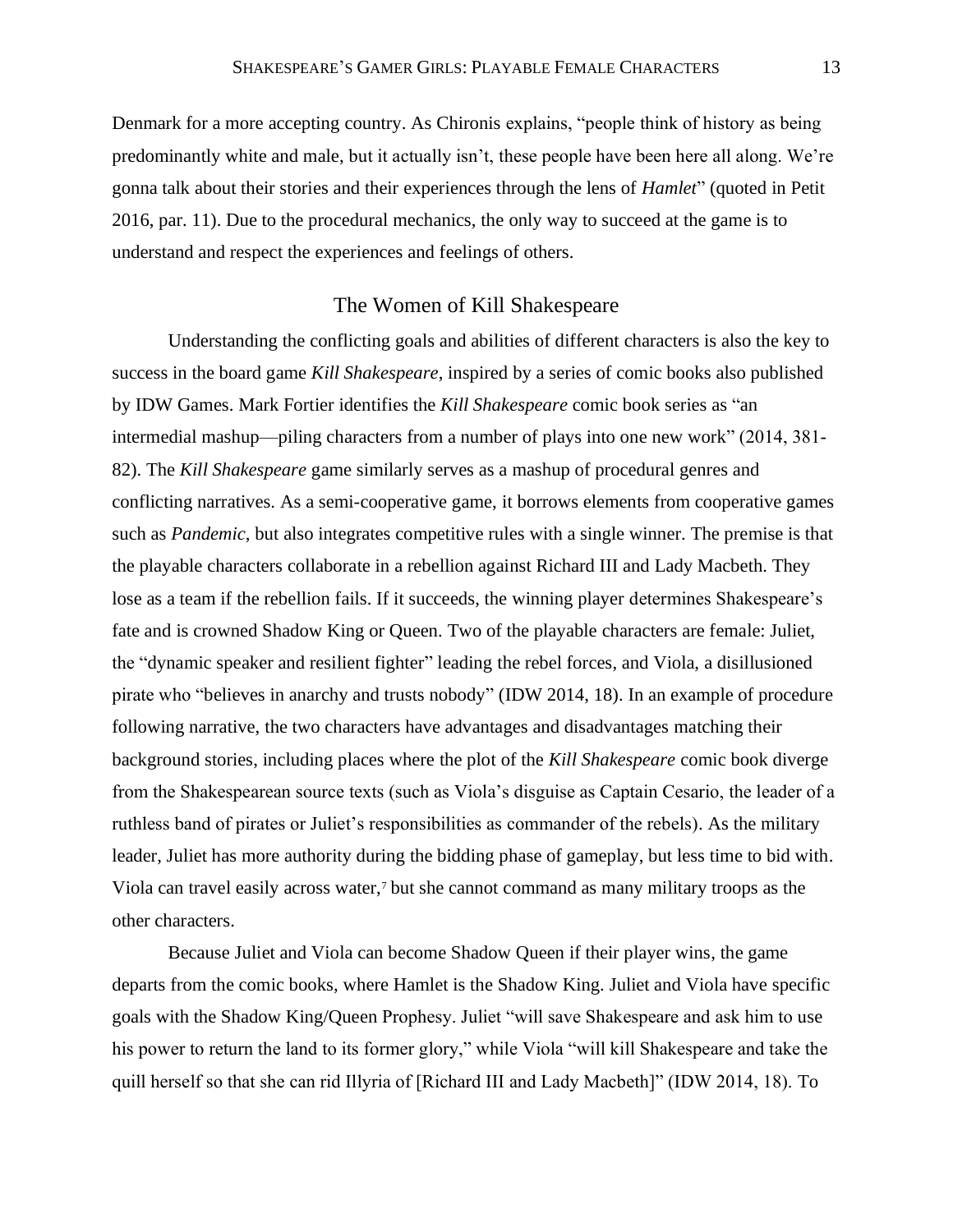Denmark for a more accepting country. As Chironis explains, "people think of history as being predominantly white and male, but it actually isn't, these people have been here all along. We're gonna talk about their stories and their experiences through the lens of *Hamlet*" (quoted in Petit 2016, par. 11). Due to the procedural mechanics, the only way to succeed at the game is to understand and respect the experiences and feelings of others.

## The Women of Kill Shakespeare

Understanding the conflicting goals and abilities of different characters is also the key to success in the board game *Kill Shakespeare*, inspired by a series of comic books also published by IDW Games. Mark Fortier identifies the *Kill Shakespeare* comic book series as "an intermedial mashup—piling characters from a number of plays into one new work" (2014, 381-82). The *Kill Shakespeare* game similarly serves as a mashup of procedural genres and conflicting narratives. As a semi-cooperative game, it borrows elements from cooperative games such as *Pandemic*, but also integrates competitive rules with a single winner. The premise is that the playable characters collaborate in a rebellion against Richard III and Lady Macbeth. They lose as a team if the rebellion fails. If it succeeds, the winning player determines Shakespeare's fate and is crowned Shadow King or Queen. Two of the playable characters are female: Juliet, the "dynamic speaker and resilient fighter" leading the rebel forces, and Viola, a disillusioned pirate who "believes in anarchy and trusts nobody" (IDW 2014, 18). In an example of procedure following narrative, the two characters have advantages and disadvantages matching their background stories, including places where the plot of the *Kill Shakespeare* comic book diverge from the Shakespearean source texts (such as Viola's disguise as Captain Cesario, the leader of a ruthless band of pirates or Juliet's responsibilities as commander of the rebels). As the military leader, Juliet has more authority during the bidding phase of gameplay, but less time to bid with. Viola can travel easily across water,[7] but she cannot command as many military troops as the other characters.

Because Juliet and Viola can become Shadow Queen if their player wins, the game departs from the comic books, where Hamlet is the Shadow King. Juliet and Viola have specific goals with the Shadow King/Queen Prophesy. Juliet "will save Shakespeare and ask him to use his power to return the land to its former glory," while Viola "will kill Shakespeare and take the quill herself so that she can rid Illyria of [Richard III and Lady Macbeth]" (IDW 2014, 18). To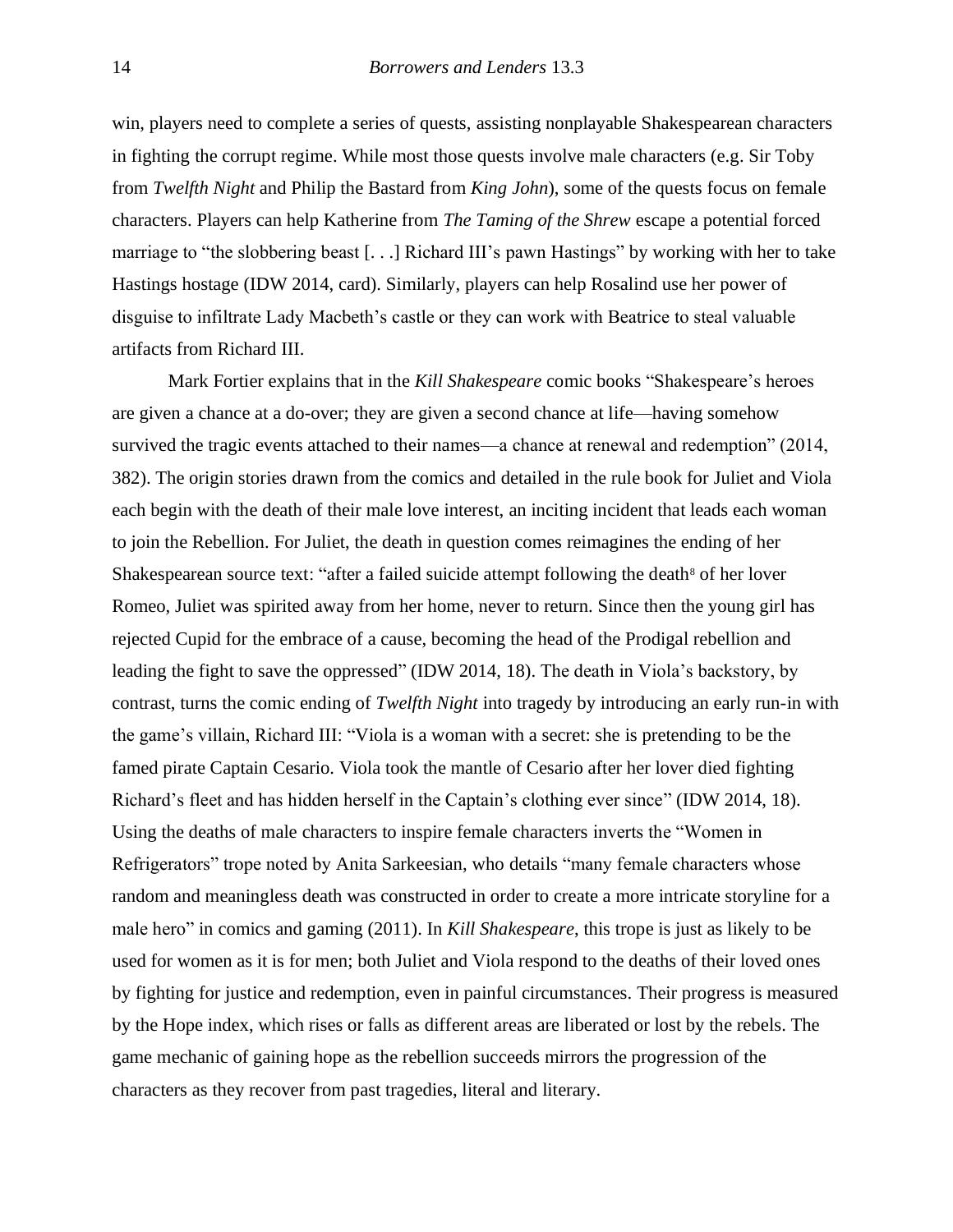win, players need to complete a series of quests, assisting nonplayable Shakespearean characters in fighting the corrupt regime. While most those quests involve male characters (e.g. Sir Toby from *Twelfth Night* and Philip the Bastard from *King John*), some of the quests focus on female characters. Players can help Katherine from *The Taming of the Shrew* escape a potential forced marriage to "the slobbering beast [. . .] Richard III's pawn Hastings" by working with her to take Hastings hostage (IDW 2014, card). Similarly, players can help Rosalind use her power of disguise to infiltrate Lady Macbeth's castle or they can work with Beatrice to steal valuable artifacts from Richard III.

Mark Fortier explains that in the *Kill Shakespeare* comic books "Shakespeare's heroes are given a chance at a do-over; they are given a second chance at life—having somehow survived the tragic events attached to their names—a chance at renewal and redemption" (2014, 382). The origin stories drawn from the comics and detailed in the rule book for Juliet and Viola each begin with the death of their male love interest, an inciting incident that leads each woman to join the Rebellion. For Juliet, the death in question comes reimagines the ending of her Shakespearean source text: "after a failed suicide attempt following the death[8] of her lover Romeo, Juliet was spirited away from her home, never to return. Since then the young girl has rejected Cupid for the embrace of a cause, becoming the head of the Prodigal rebellion and leading the fight to save the oppressed" (IDW 2014, 18). The death in Viola's backstory, by contrast, turns the comic ending of *Twelfth Night* into tragedy by introducing an early run-in with the game's villain, Richard III: "Viola is a woman with a secret: she is pretending to be the famed pirate Captain Cesario. Viola took the mantle of Cesario after her lover died fighting Richard's fleet and has hidden herself in the Captain's clothing ever since" (IDW 2014, 18). Using the deaths of male characters to inspire female characters inverts the "Women in Refrigerators" trope noted by Anita Sarkeesian, who details "many female characters whose random and meaningless death was constructed in order to create a more intricate storyline for a male hero" in comics and gaming (2011). In *Kill Shakespeare*, this trope is just as likely to be used for women as it is for men; both Juliet and Viola respond to the deaths of their loved ones by fighting for justice and redemption, even in painful circumstances. Their progress is measured by the Hope index, which rises or falls as different areas are liberated or lost by the rebels. The game mechanic of gaining hope as the rebellion succeeds mirrors the progression of the characters as they recover from past tragedies, literal and literary.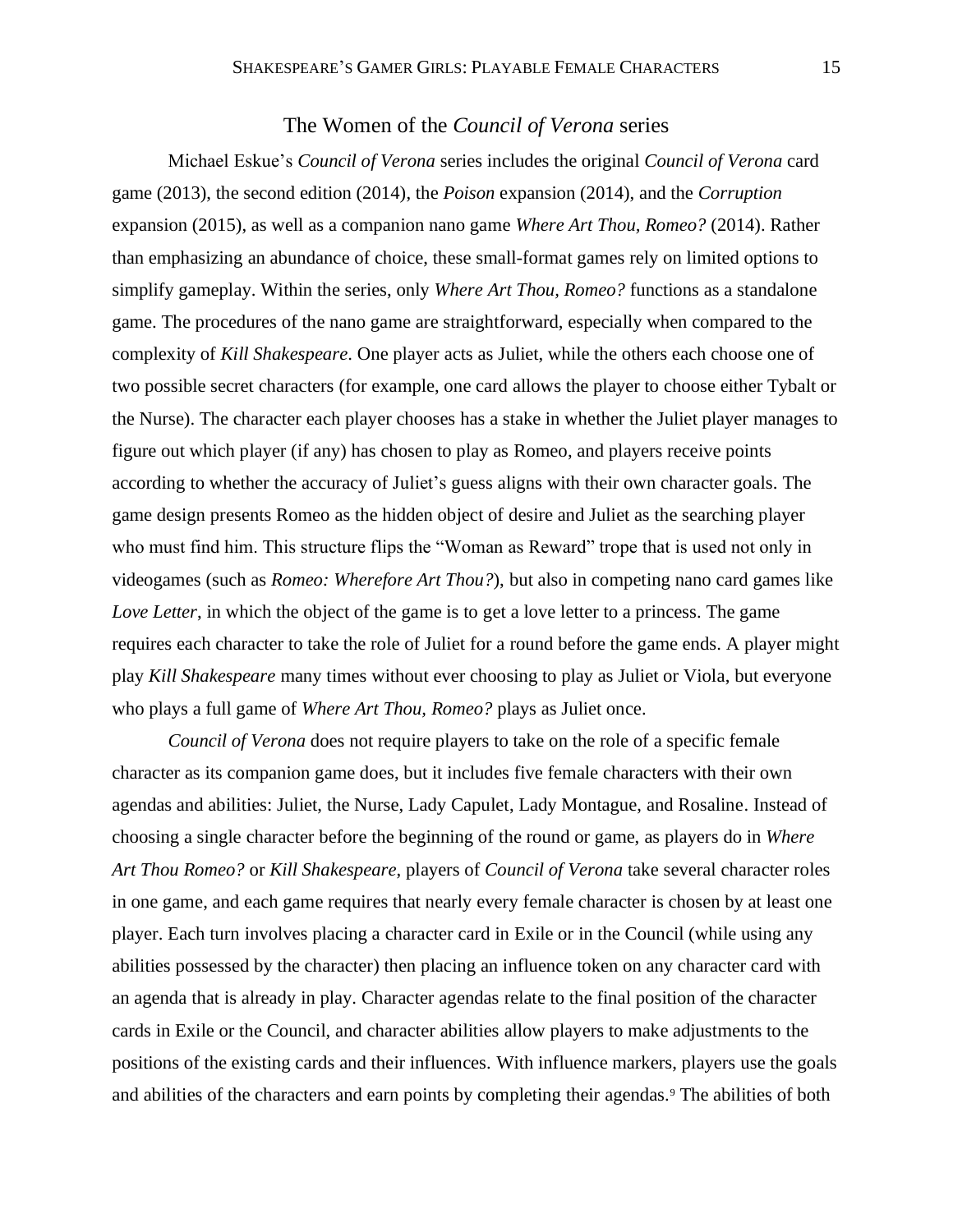## The Women of the *Council of Verona* series

Michael Eskue's *Council of Verona* series includes the original *Council of Verona* card game (2013), the second edition (2014), the *Poison* expansion (2014), and the *Corruption* expansion (2015), as well as a companion nano game *Where Art Thou, Romeo?* (2014). Rather than emphasizing an abundance of choice, these small-format games rely on limited options to simplify gameplay. Within the series, only *Where Art Thou, Romeo?* functions as a standalone game. The procedures of the nano game are straightforward, especially when compared to the complexity of *Kill Shakespeare*. One player acts as Juliet, while the others each choose one of two possible secret characters (for example, one card allows the player to choose either Tybalt or the Nurse). The character each player chooses has a stake in whether the Juliet player manages to figure out which player (if any) has chosen to play as Romeo, and players receive points according to whether the accuracy of Juliet's guess aligns with their own character goals. The game design presents Romeo as the hidden object of desire and Juliet as the searching player who must find him. This structure flips the "Woman as Reward" trope that is used not only in videogames (such as *Romeo: Wherefore Art Thou?*), but also in competing nano card games like *Love Letter*, in which the object of the game is to get a love letter to a princess. The game requires each character to take the role of Juliet for a round before the game ends. A player might play *Kill Shakespeare* many times without ever choosing to play as Juliet or Viola, but everyone who plays a full game of *Where Art Thou, Romeo?* plays as Juliet once.

*Council of Verona* does not require players to take on the role of a specific female character as its companion game does, but it includes five female characters with their own agendas and abilities: Juliet, the Nurse, Lady Capulet, Lady Montague, and Rosaline. Instead of choosing a single character before the beginning of the round or game, as players do in *Where Art Thou Romeo?* or *Kill Shakespeare*, players of *Council of Verona* take several character roles in one game, and each game requires that nearly every female character is chosen by at least one player. Each turn involves placing a character card in Exile or in the Council (while using any abilities possessed by the character) then placing an influence token on any character card with an agenda that is already in play. Character agendas relate to the final position of the character cards in Exile or the Council, and character abilities allow players to make adjustments to the positions of the existing cards and their influences. With influence markers, players use the goals and abilities of the characters and earn points by completing their agendas.[9] The abilities of both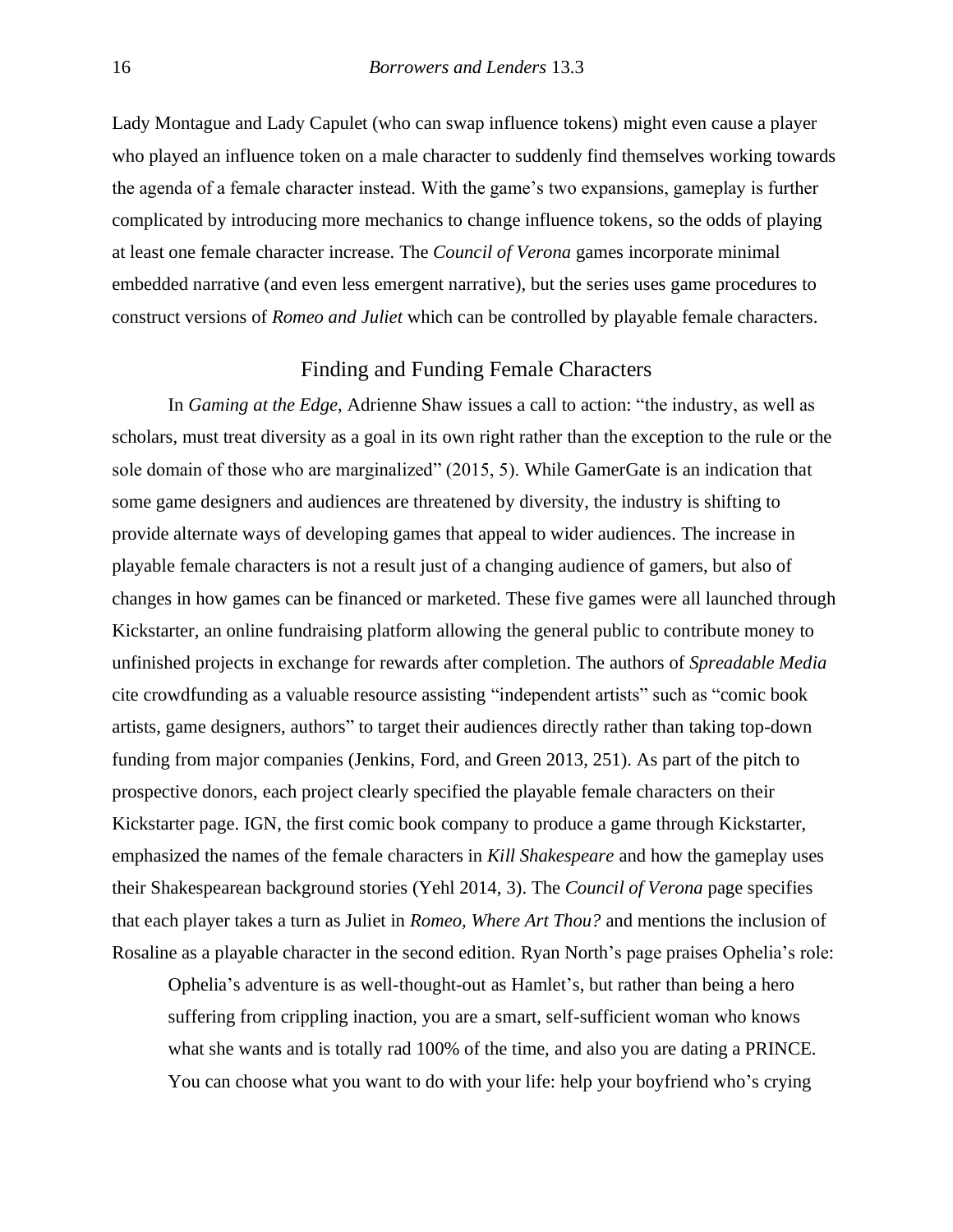Lady Montague and Lady Capulet (who can swap influence tokens) might even cause a player who played an influence token on a male character to suddenly find themselves working towards the agenda of a female character instead. With the game's two expansions, gameplay is further complicated by introducing more mechanics to change influence tokens, so the odds of playing at least one female character increase. The *Council of Verona* games incorporate minimal embedded narrative (and even less emergent narrative), but the series uses game procedures to construct versions of *Romeo and Juliet* which can be controlled by playable female characters.

## Finding and Funding Female Characters

In *Gaming at the Edge*, Adrienne Shaw issues a call to action: "the industry, as well as scholars, must treat diversity as a goal in its own right rather than the exception to the rule or the sole domain of those who are marginalized" (2015, 5). While GamerGate is an indication that some game designers and audiences are threatened by diversity, the industry is shifting to provide alternate ways of developing games that appeal to wider audiences. The increase in playable female characters is not a result just of a changing audience of gamers, but also of changes in how games can be financed or marketed. These five games were all launched through Kickstarter, an online fundraising platform allowing the general public to contribute money to unfinished projects in exchange for rewards after completion. The authors of *Spreadable Media* cite crowdfunding as a valuable resource assisting "independent artists" such as "comic book artists, game designers, authors" to target their audiences directly rather than taking top-down funding from major companies (Jenkins, Ford, and Green 2013, 251). As part of the pitch to prospective donors, each project clearly specified the playable female characters on their Kickstarter page. IGN, the first comic book company to produce a game through Kickstarter, emphasized the names of the female characters in *Kill Shakespeare* and how the gameplay uses their Shakespearean background stories (Yehl 2014, 3). The *Council of Verona* page specifies that each player takes a turn as Juliet in *Romeo, Where Art Thou?* and mentions the inclusion of Rosaline as a playable character in the second edition. Ryan North's page praises Ophelia's role:

> Ophelia's adventure is as well-thought-out as Hamlet's, but rather than being a hero suffering from crippling inaction, you are a smart, self-sufficient woman who knows what she wants and is totally rad 100% of the time, and also you are dating a PRINCE. You can choose what you want to do with your life: help your boyfriend who's crying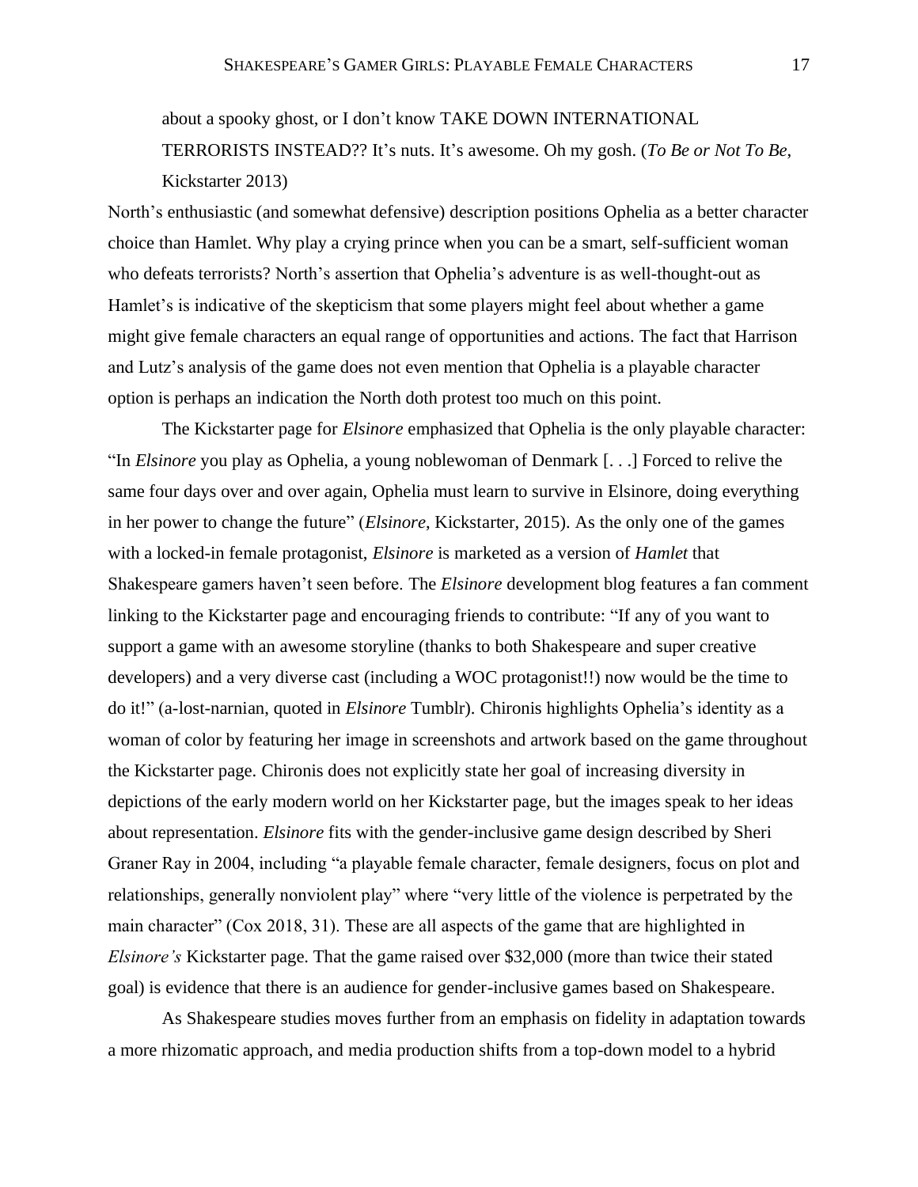> about a spooky ghost, or I don't know TAKE DOWN INTERNATIONAL TERRORISTS INSTEAD?? It's nuts. It's awesome. Oh my gosh. (*To Be or Not To Be*, Kickstarter 2013)

North's enthusiastic (and somewhat defensive) description positions Ophelia as a better character choice than Hamlet. Why play a crying prince when you can be a smart, self-sufficient woman who defeats terrorists? North's assertion that Ophelia's adventure is as well-thought-out as Hamlet's is indicative of the skepticism that some players might feel about whether a game might give female characters an equal range of opportunities and actions. The fact that Harrison and Lutz's analysis of the game does not even mention that Ophelia is a playable character option is perhaps an indication the North doth protest too much on this point.

The Kickstarter page for *Elsinore* emphasized that Ophelia is the only playable character: "In *Elsinore* you play as Ophelia, a young noblewoman of Denmark [. . .] Forced to relive the same four days over and over again, Ophelia must learn to survive in Elsinore, doing everything in her power to change the future" (*Elsinore*, Kickstarter, 2015). As the only one of the games with a locked-in female protagonist, *Elsinore* is marketed as a version of *Hamlet* that Shakespeare gamers haven't seen before. The *Elsinore* development blog features a fan comment linking to the Kickstarter page and encouraging friends to contribute: "If any of you want to support a game with an awesome storyline (thanks to both Shakespeare and super creative developers) and a very diverse cast (including a WOC protagonist!!) now would be the time to do it!" (a-lost-narnian, quoted in *Elsinore* Tumblr). Chironis highlights Ophelia's identity as a woman of color by featuring her image in screenshots and artwork based on the game throughout the Kickstarter page. Chironis does not explicitly state her goal of increasing diversity in depictions of the early modern world on her Kickstarter page, but the images speak to her ideas about representation. *Elsinore* fits with the gender-inclusive game design described by Sheri Graner Ray in 2004, including "a playable female character, female designers, focus on plot and relationships, generally nonviolent play" where "very little of the violence is perpetrated by the main character" (Cox 2018, 31). These are all aspects of the game that are highlighted in *Elsinore's* Kickstarter page. That the game raised over $32,000 (more than twice their stated goal) is evidence that there is an audience for gender-inclusive games based on Shakespeare.

As Shakespeare studies moves further from an emphasis on fidelity in adaptation towards a more rhizomatic approach, and media production shifts from a top-down model to a hybrid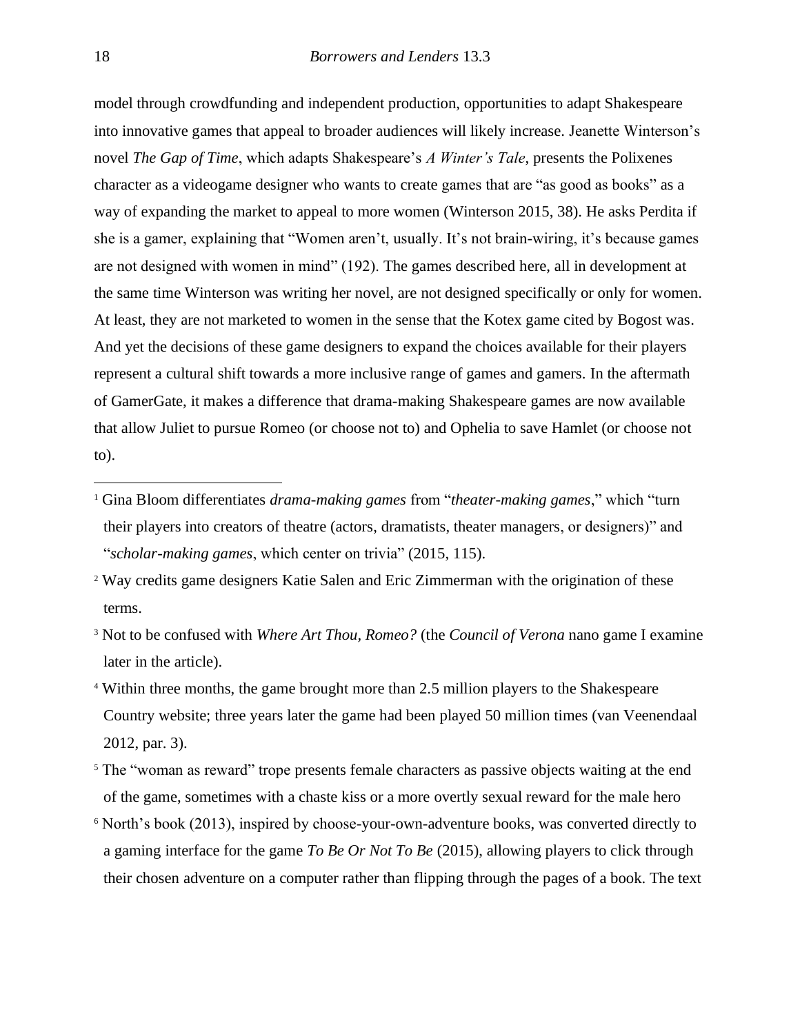model through crowdfunding and independent production, opportunities to adapt Shakespeare into innovative games that appeal to broader audiences will likely increase. Jeanette Winterson's novel *The Gap of Time*, which adapts Shakespeare's *A Winter's Tale*, presents the Polixenes character as a videogame designer who wants to create games that are "as good as books" as a way of expanding the market to appeal to more women (Winterson 2015, 38). He asks Perdita if she is a gamer, explaining that "Women aren't, usually. It's not brain-wiring, it's because games are not designed with women in mind" (192). The games described here, all in development at the same time Winterson was writing her novel, are not designed specifically or only for women. At least, they are not marketed to women in the sense that the Kotex game cited by Bogost was. And yet the decisions of these game designers to expand the choices available for their players represent a cultural shift towards a more inclusive range of games and gamers. In the aftermath of GamerGate, it makes a difference that drama-making Shakespeare games are now available that allow Juliet to pursue Romeo (or choose not to) and Ophelia to save Hamlet (or choose not to).

---

[1] Gina Bloom differentiates *drama-making games* from "*theater-making games*," which "turn their players into creators of theatre (actors, dramatists, theater managers, or designers)" and "*scholar-making games*, which center on trivia" (2015, 115).

[2] Way credits game designers Katie Salen and Eric Zimmerman with the origination of these terms.

[3] Not to be confused with *Where Art Thou, Romeo?* (the *Council of Verona* nano game I examine later in the article).

[4] Within three months, the game brought more than 2.5 million players to the Shakespeare Country website; three years later the game had been played 50 million times (van Veenendaal 2012, par. 3).

[5] The "woman as reward" trope presents female characters as passive objects waiting at the end of the game, sometimes with a chaste kiss or a more overtly sexual reward for the male hero

[6] North's book (2013), inspired by choose-your-own-adventure books, was converted directly to a gaming interface for the game *To Be Or Not To Be* (2015), allowing players to click through their chosen adventure on a computer rather than flipping through the pages of a book. The text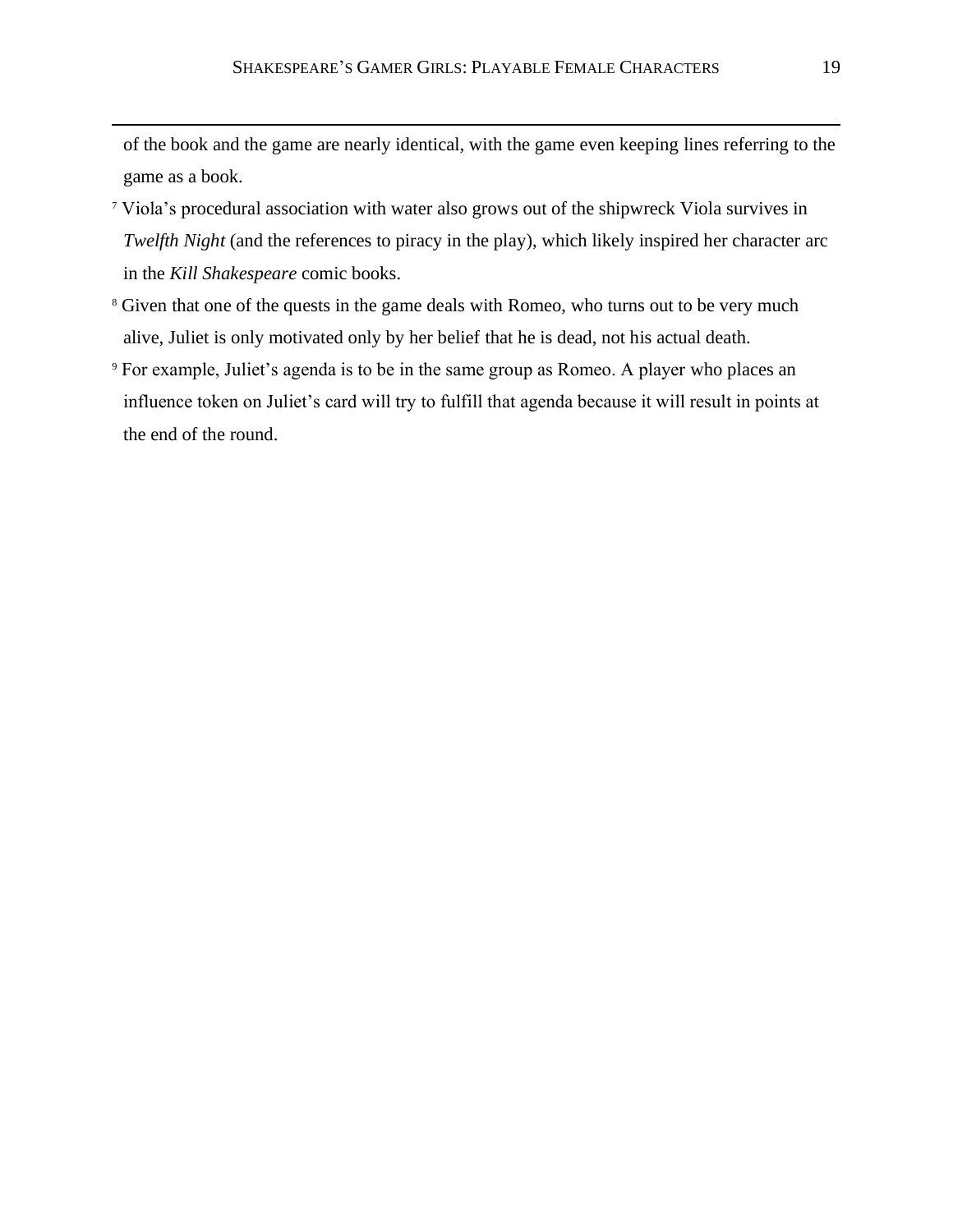of the book and the game are nearly identical, with the game even keeping lines referring to the game as a book.

[7] Viola's procedural association with water also grows out of the shipwreck Viola survives in *Twelfth Night* (and the references to piracy in the play), which likely inspired her character arc in the *Kill Shakespeare* comic books.

[8] Given that one of the quests in the game deals with Romeo, who turns out to be very much alive, Juliet is only motivated only by her belief that he is dead, not his actual death.

[9] For example, Juliet's agenda is to be in the same group as Romeo. A player who places an influence token on Juliet's card will try to fulfill that agenda because it will result in points at the end of the round.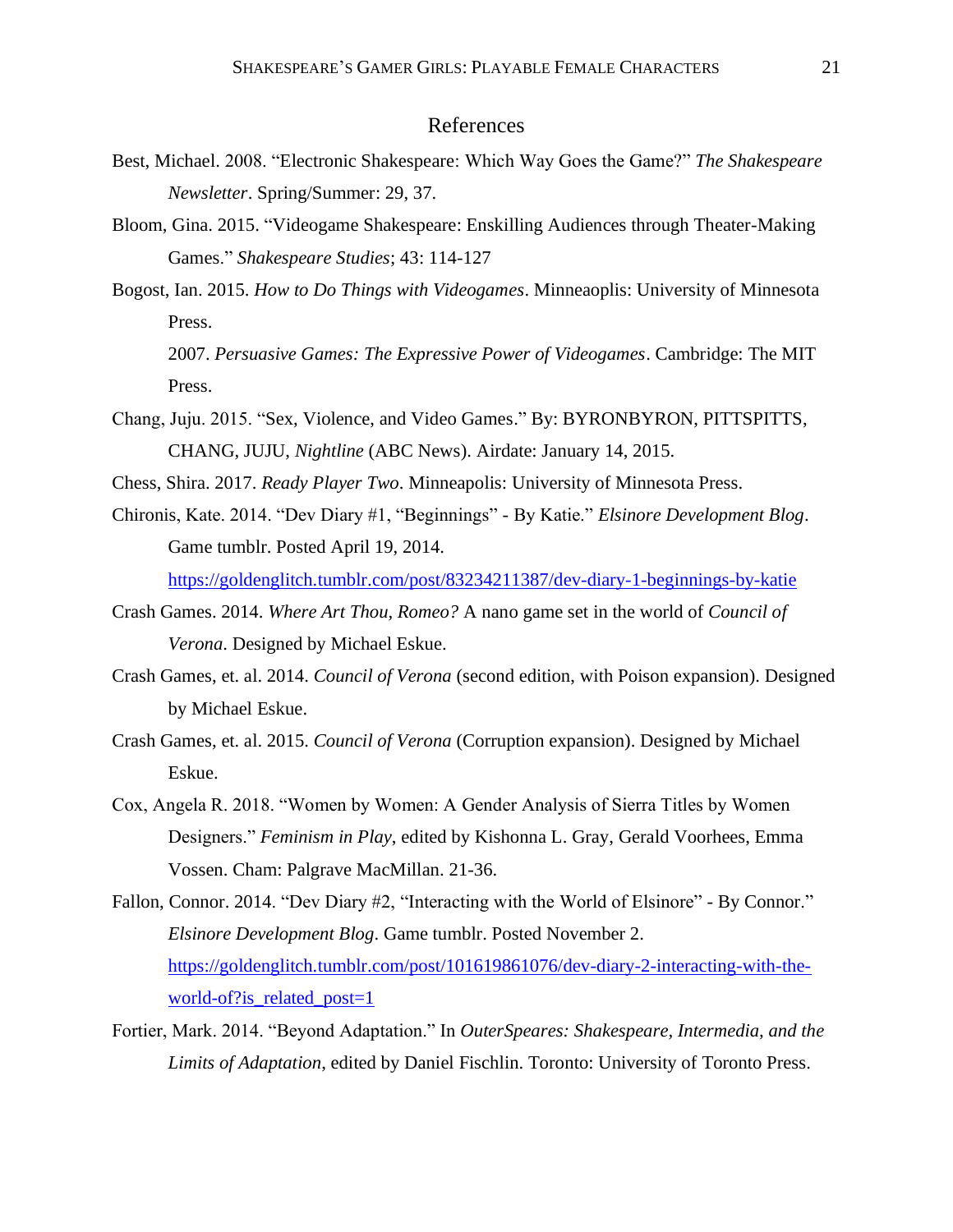# References

Best, Michael. 2008. "Electronic Shakespeare: Which Way Goes the Game?" *The Shakespeare Newsletter*. Spring/Summer: 29, 37.

Bloom, Gina. 2015. "Videogame Shakespeare: Enskilling Audiences through Theater-Making Games." *Shakespeare Studies*; 43: 114-127

Bogost, Ian. 2015. *How to Do Things with Videogames*. Minneaoplis: University of Minnesota Press.

2007. *Persuasive Games: The Expressive Power of Videogames*. Cambridge: The MIT Press.

Chang, Juju. 2015. "Sex, Violence, and Video Games." By: BYRONBYRON, PITTSPITTS, CHANG, JUJU, *Nightline* (ABC News). Airdate: January 14, 2015.

Chess, Shira. 2017. *Ready Player Two*. Minneapolis: University of Minnesota Press.

Chironis, Kate. 2014. "Dev Diary #1, "Beginnings" - By Katie." *Elsinore Development Blog*. Game tumblr. Posted April 19, 2014. https://goldenglitch.tumblr.com/post/83234211387/dev-diary-1-beginnings-by-katie

Crash Games. 2014. *Where Art Thou, Romeo?* A nano game set in the world of *Council of Verona*. Designed by Michael Eskue.

Crash Games, et. al. 2014. *Council of Verona* (second edition, with Poison expansion). Designed by Michael Eskue.

Crash Games, et. al. 2015. *Council of Verona* (Corruption expansion). Designed by Michael Eskue.

Cox, Angela R. 2018. "Women by Women: A Gender Analysis of Sierra Titles by Women Designers." *Feminism in Play*, edited by Kishonna L. Gray, Gerald Voorhees, Emma Vossen. Cham: Palgrave MacMillan. 21-36.

Fallon, Connor. 2014. "Dev Diary #2, "Interacting with the World of Elsinore" - By Connor." *Elsinore Development Blog*. Game tumblr. Posted November 2. https://goldenglitch.tumblr.com/post/101619861076/dev-diary-2-interacting-with-the-world-of?is_related_post=1

Fortier, Mark. 2014. "Beyond Adaptation." In *OuterSpeares: Shakespeare, Intermedia, and the Limits of Adaptation*, edited by Daniel Fischlin. Toronto: University of Toronto Press.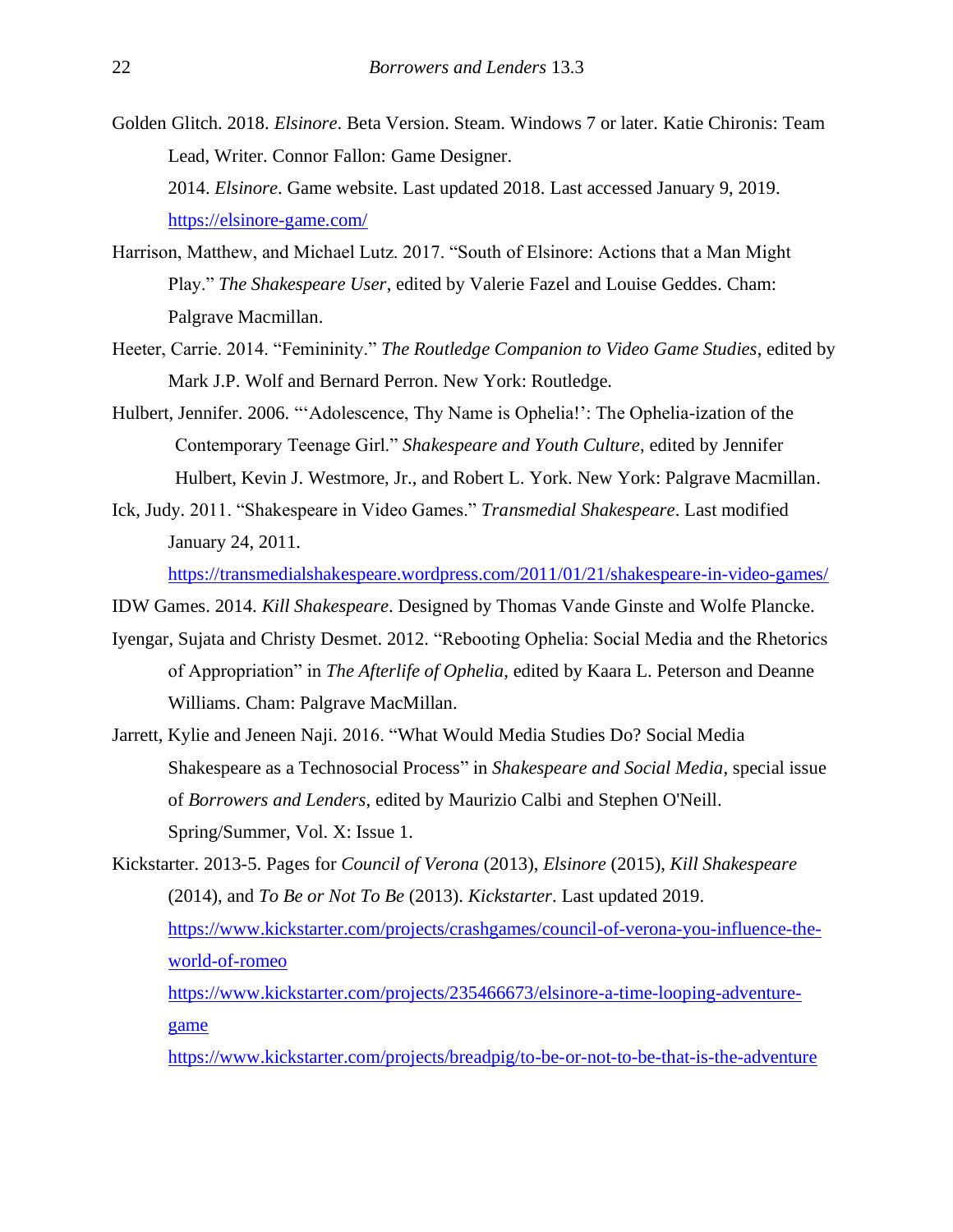Golden Glitch. 2018. *Elsinore*. Beta Version. Steam. Windows 7 or later. Katie Chironis: Team Lead, Writer. Connor Fallon: Game Designer.

2014. *Elsinore*. Game website. Last updated 2018. Last accessed January 9, 2019. https://elsinore-game.com/

Harrison, Matthew, and Michael Lutz. 2017. "South of Elsinore: Actions that a Man Might Play." *The Shakespeare User*, edited by Valerie Fazel and Louise Geddes. Cham: Palgrave Macmillan.

Heeter, Carrie. 2014. "Femininity." *The Routledge Companion to Video Game Studies*, edited by Mark J.P. Wolf and Bernard Perron. New York: Routledge.

Hulbert, Jennifer. 2006. "'Adolescence, Thy Name is Ophelia!': The Ophelia-ization of the Contemporary Teenage Girl." *Shakespeare and Youth Culture*, edited by Jennifer Hulbert, Kevin J. Westmore, Jr., and Robert L. York. New York: Palgrave Macmillan.

Ick, Judy. 2011. "Shakespeare in Video Games." *Transmedial Shakespeare*. Last modified January 24, 2011.
https://transmedialshakespeare.wordpress.com/2011/01/21/shakespeare-in-video-games/

IDW Games. 2014. *Kill Shakespeare*. Designed by Thomas Vande Ginste and Wolfe Plancke.

Iyengar, Sujata and Christy Desmet. 2012. "Rebooting Ophelia: Social Media and the Rhetorics of Appropriation" in *The Afterlife of Ophelia*, edited by Kaara L. Peterson and Deanne Williams. Cham: Palgrave MacMillan.

Jarrett, Kylie and Jeneen Naji. 2016. "What Would Media Studies Do? Social Media Shakespeare as a Technosocial Process" in *Shakespeare and Social Media*, special issue of *Borrowers and Lenders*, edited by Maurizio Calbi and Stephen O'Neill. Spring/Summer, Vol. X: Issue 1.

Kickstarter. 2013-5. Pages for *Council of Verona* (2013), *Elsinore* (2015), *Kill Shakespeare* (2014), and *To Be or Not To Be* (2013). *Kickstarter*. Last updated 2019.
https://www.kickstarter.com/projects/crashgames/council-of-verona-you-influence-the-world-of-romeo
https://www.kickstarter.com/projects/235466673/elsinore-a-time-looping-adventure-game
https://www.kickstarter.com/projects/breadpig/to-be-or-not-to-be-that-is-the-adventure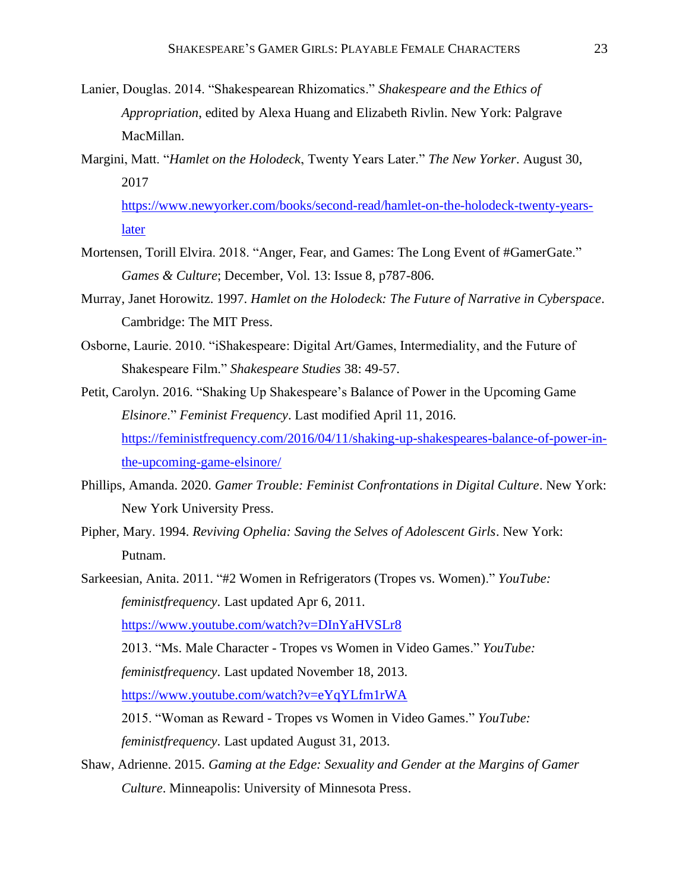Lanier, Douglas. 2014. "Shakespearean Rhizomatics." *Shakespeare and the Ethics of Appropriation*, edited by Alexa Huang and Elizabeth Rivlin. New York: Palgrave MacMillan.

Margini, Matt. "*Hamlet on the Holodeck*, Twenty Years Later." *The New Yorker*. August 30, 2017 https://www.newyorker.com/books/second-read/hamlet-on-the-holodeck-twenty-years-later

Mortensen, Torill Elvira. 2018. "Anger, Fear, and Games: The Long Event of #GamerGate." *Games & Culture*; December, Vol. 13: Issue 8, p787-806.

Murray, Janet Horowitz. 1997. *Hamlet on the Holodeck: The Future of Narrative in Cyberspace*. Cambridge: The MIT Press.

Osborne, Laurie. 2010. "iShakespeare: Digital Art/Games, Intermediality, and the Future of Shakespeare Film." *Shakespeare Studies* 38: 49-57.

Petit, Carolyn. 2016. "Shaking Up Shakespeare's Balance of Power in the Upcoming Game *Elsinore*." *Feminist Frequency*. Last modified April 11, 2016. https://feministfrequency.com/2016/04/11/shaking-up-shakespeares-balance-of-power-in-the-upcoming-game-elsinore/

Phillips, Amanda. 2020. *Gamer Trouble: Feminist Confrontations in Digital Culture*. New York: New York University Press.

Pipher, Mary. 1994. *Reviving Ophelia: Saving the Selves of Adolescent Girls*. New York: Putnam.

Sarkeesian, Anita. 2011. "#2 Women in Refrigerators (Tropes vs. Women)." *YouTube: feministfrequency*. Last updated Apr 6, 2011. https://www.youtube.com/watch?v=DInYaHVSLr8

2013. "Ms. Male Character - Tropes vs Women in Video Games." *YouTube: feministfrequency*. Last updated November 18, 2013. https://www.youtube.com/watch?v=eYqYLfm1rWA

2015. "Woman as Reward - Tropes vs Women in Video Games." *YouTube: feministfrequency*. Last updated August 31, 2013.

Shaw, Adrienne. 2015. *Gaming at the Edge: Sexuality and Gender at the Margins of Gamer Culture*. Minneapolis: University of Minnesota Press.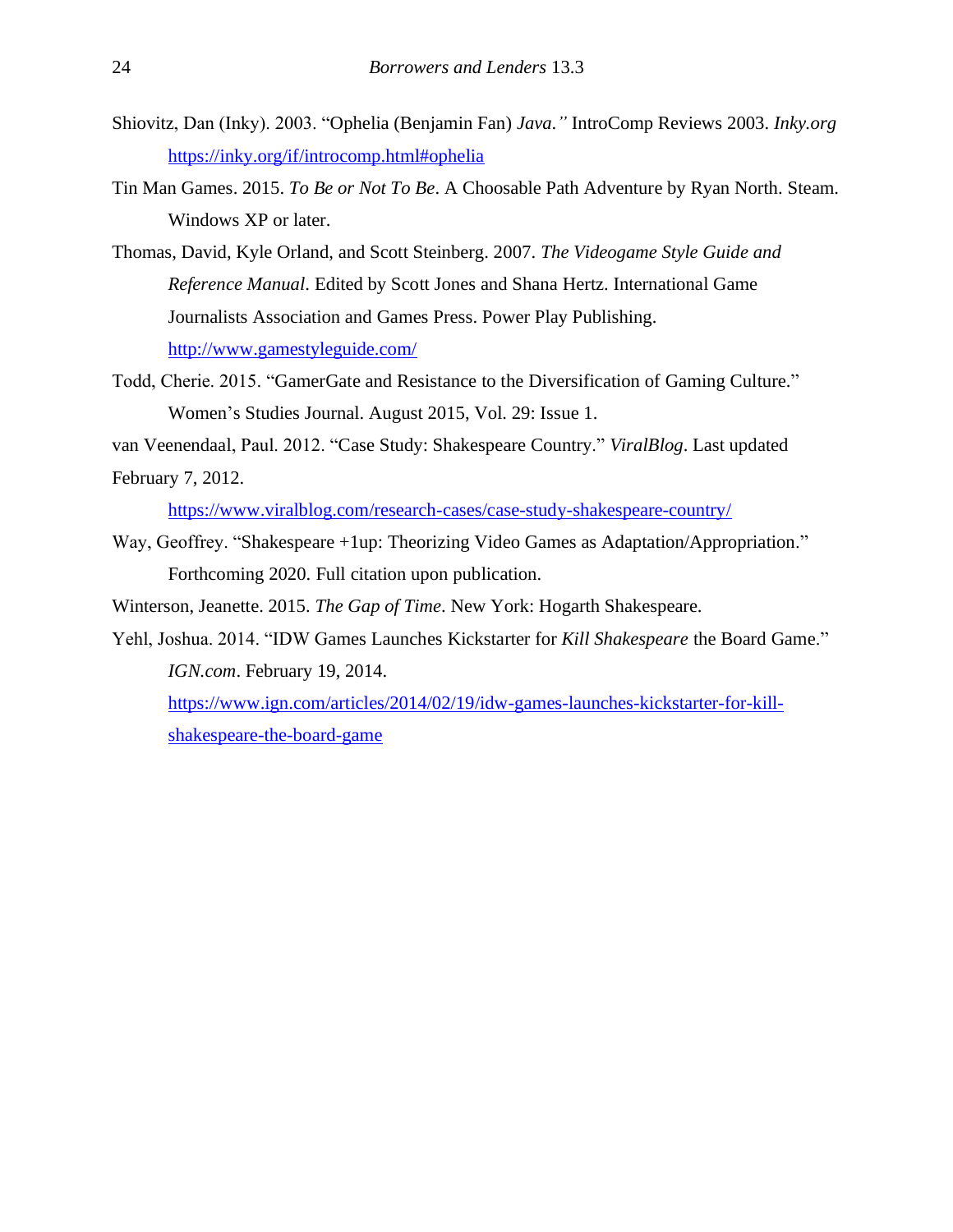Shiovitz, Dan (Inky). 2003. "Ophelia (Benjamin Fan) *Java."* IntroComp Reviews 2003. *Inky.org* https://inky.org/if/introcomp.html#ophelia

Tin Man Games. 2015. *To Be or Not To Be*. A Choosable Path Adventure by Ryan North. Steam. Windows XP or later.

Thomas, David, Kyle Orland, and Scott Steinberg. 2007. *The Videogame Style Guide and Reference Manual*. Edited by Scott Jones and Shana Hertz. International Game Journalists Association and Games Press. Power Play Publishing. http://www.gamestyleguide.com/

Todd, Cherie. 2015. "GamerGate and Resistance to the Diversification of Gaming Culture." Women's Studies Journal. August 2015, Vol. 29: Issue 1.

van Veenendaal, Paul. 2012. "Case Study: Shakespeare Country." *ViralBlog*. Last updated February 7, 2012. https://www.viralblog.com/research-cases/case-study-shakespeare-country/

Way, Geoffrey. "Shakespeare +1up: Theorizing Video Games as Adaptation/Appropriation." Forthcoming 2020. Full citation upon publication.

Winterson, Jeanette. 2015. *The Gap of Time*. New York: Hogarth Shakespeare.

Yehl, Joshua. 2014. "IDW Games Launches Kickstarter for *Kill Shakespeare* the Board Game." *IGN.com*. February 19, 2014. https://www.ign.com/articles/2014/02/19/idw-games-launches-kickstarter-for-kill-shakespeare-the-board-game